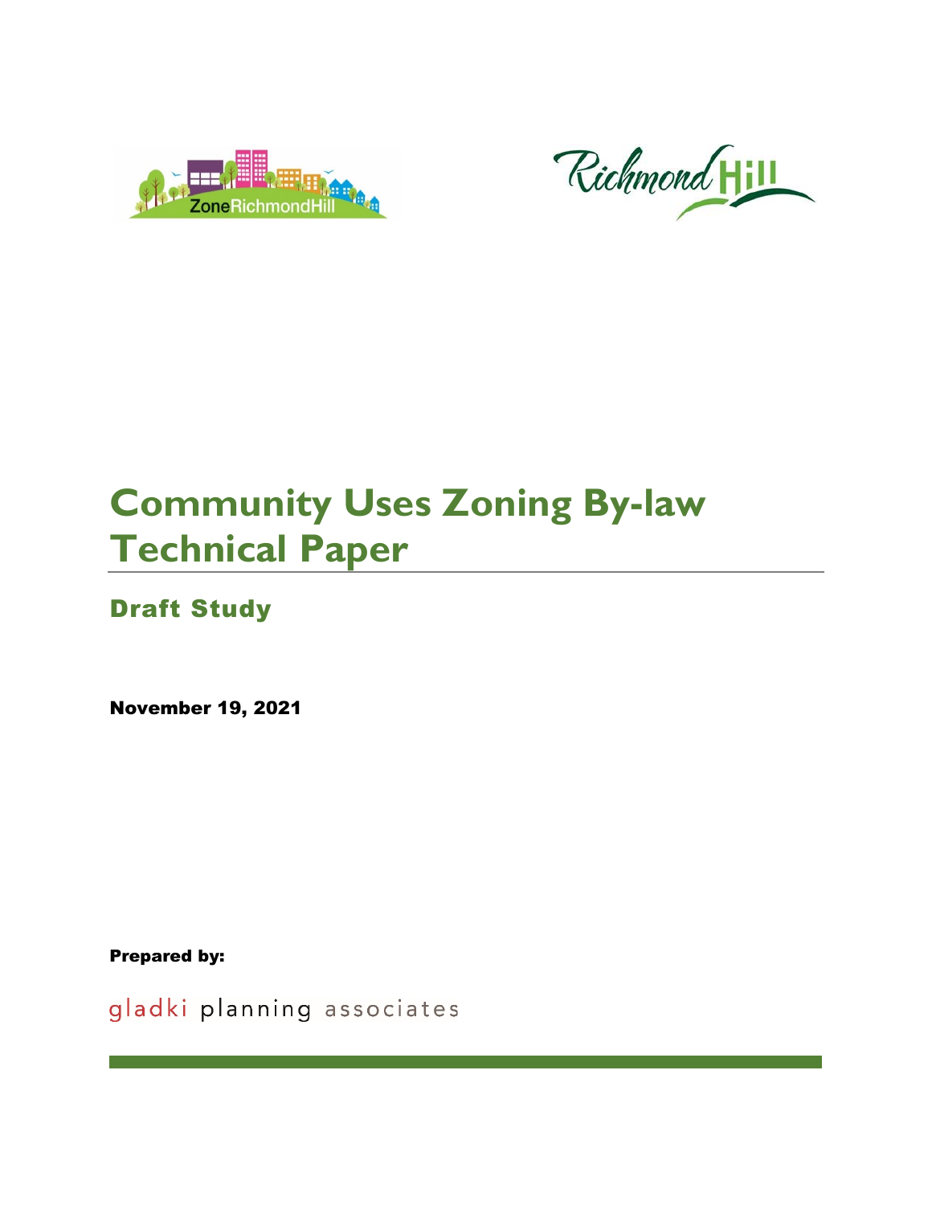# Community Uses Zoning By-law Technical Paper

## Draft Study

**November 19, 2021**

**Prepared by:**

gladki planning associates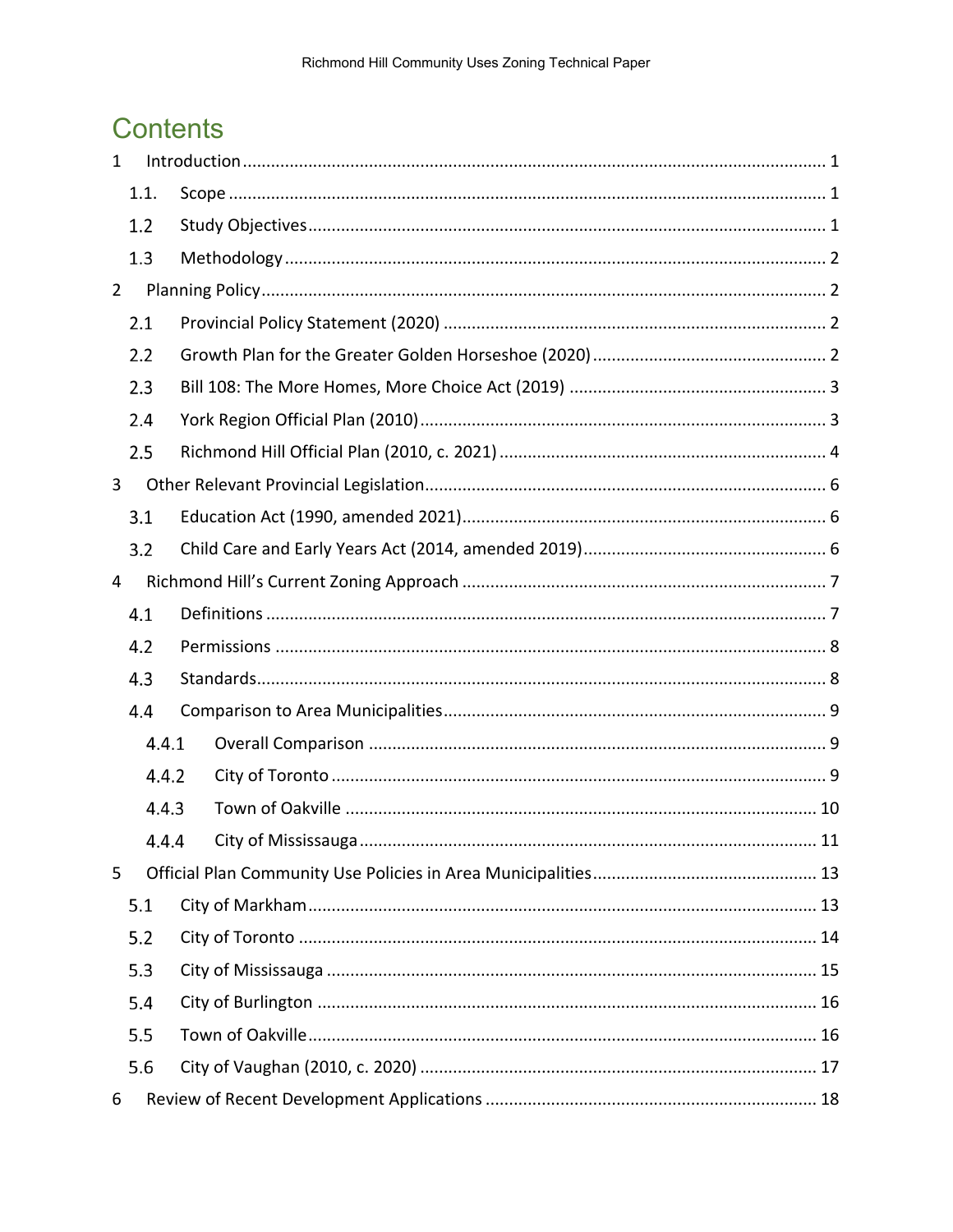# Contents

1 Introduction ... 1
  1.1. Scope ... 1
  1.2 Study Objectives ... 1
  1.3 Methodology ... 2
2 Planning Policy ... 2
  2.1 Provincial Policy Statement (2020) ... 2
  2.2 Growth Plan for the Greater Golden Horseshoe (2020) ... 2
  2.3 Bill 108: The More Homes, More Choice Act (2019) ... 3
  2.4 York Region Official Plan (2010) ... 3
  2.5 Richmond Hill Official Plan (2010, c. 2021) ... 4
3 Other Relevant Provincial Legislation ... 6
  3.1 Education Act (1990, amended 2021) ... 6
  3.2 Child Care and Early Years Act (2014, amended 2019) ... 6
4 Richmond Hill's Current Zoning Approach ... 7
  4.1 Definitions ... 7
  4.2 Permissions ... 8
  4.3 Standards ... 8
  4.4 Comparison to Area Municipalities ... 9
    4.4.1 Overall Comparison ... 9
    4.4.2 City of Toronto ... 9
    4.4.3 Town of Oakville ... 10
    4.4.4 City of Mississauga ... 11
5 Official Plan Community Use Policies in Area Municipalities ... 13
  5.1 City of Markham ... 13
  5.2 City of Toronto ... 14
  5.3 City of Mississauga ... 15
  5.4 City of Burlington ... 16
  5.5 Town of Oakville ... 16
  5.6 City of Vaughan (2010, c. 2020) ... 17
6 Review of Recent Development Applications ... 18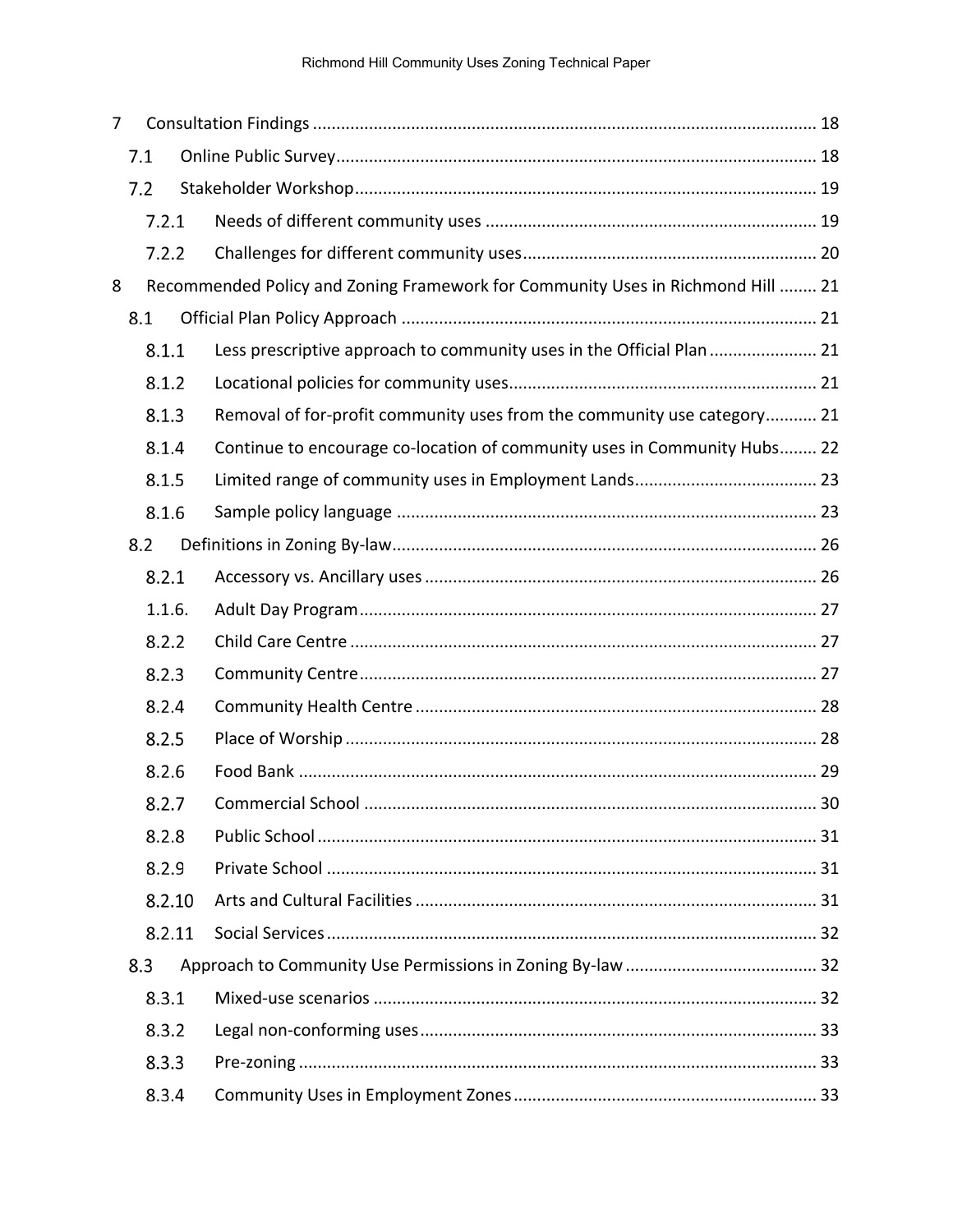7 Consultation Findings ............ 18

7.1 Online Public Survey ............ 18

7.2 Stakeholder Workshop ............ 19

7.2.1 Needs of different community uses ............ 19

7.2.2 Challenges for different community uses ............ 20

8 Recommended Policy and Zoning Framework for Community Uses in Richmond Hill ............ 21

8.1 Official Plan Policy Approach ............ 21

8.1.1 Less prescriptive approach to community uses in the Official Plan ............ 21

8.1.2 Locational policies for community uses ............ 21

8.1.3 Removal of for-profit community uses from the community use category ............ 21

8.1.4 Continue to encourage co-location of community uses in Community Hubs ............ 22

8.1.5 Limited range of community uses in Employment Lands ............ 23

8.1.6 Sample policy language ............ 23

8.2 Definitions in Zoning By-law ............ 26

8.2.1 Accessory vs. Ancillary uses ............ 26

1.1.6. Adult Day Program ............ 27

8.2.2 Child Care Centre ............ 27

8.2.3 Community Centre ............ 27

8.2.4 Community Health Centre ............ 28

8.2.5 Place of Worship ............ 28

8.2.6 Food Bank ............ 29

8.2.7 Commercial School ............ 30

8.2.8 Public School ............ 31

8.2.9 Private School ............ 31

8.2.10 Arts and Cultural Facilities ............ 31

8.2.11 Social Services ............ 32

8.3 Approach to Community Use Permissions in Zoning By-law ............ 32

8.3.1 Mixed-use scenarios ............ 32

8.3.2 Legal non-conforming uses ............ 33

8.3.3 Pre-zoning ............ 33

8.3.4 Community Uses in Employment Zones ............ 33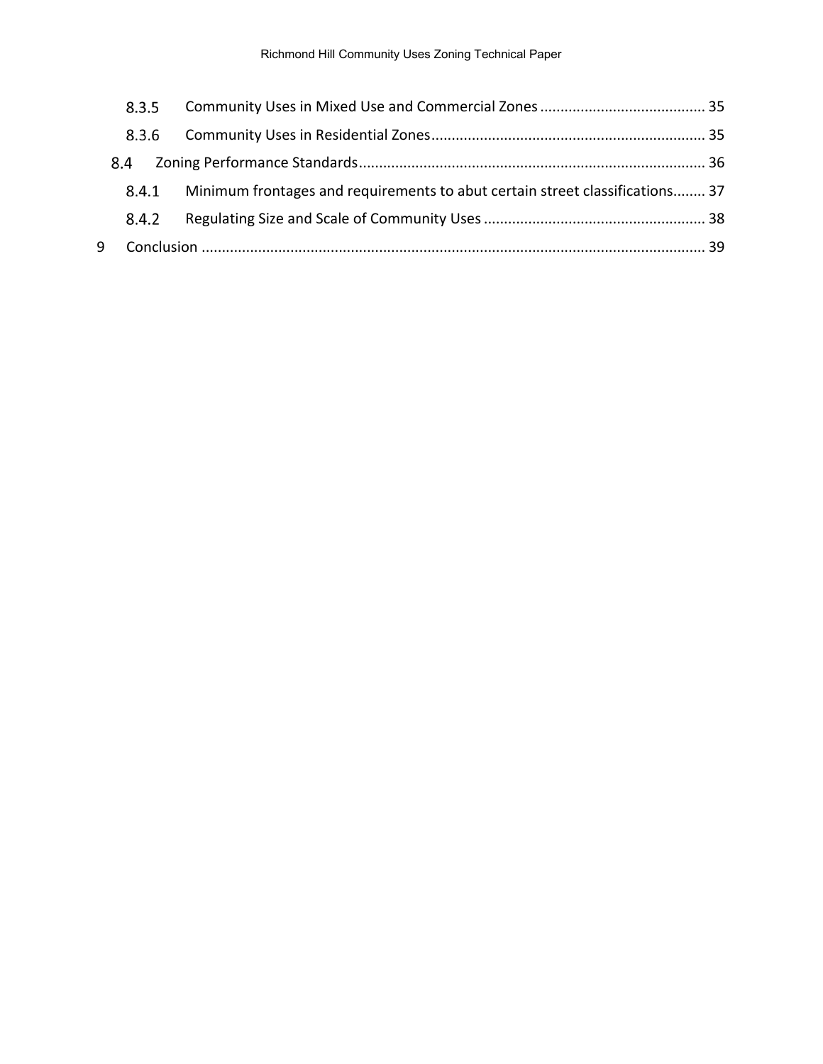8.3.5 Community Uses in Mixed Use and Commercial Zones ........................................ 35

8.3.6 Community Uses in Residential Zones................................................................... 35

8.4 Zoning Performance Standards..................................................................................... 36

8.4.1 Minimum frontages and requirements to abut certain street classifications........ 37

8.4.2 Regulating Size and Scale of Community Uses ...................................................... 38

9 Conclusion ........................................................................................................................... 39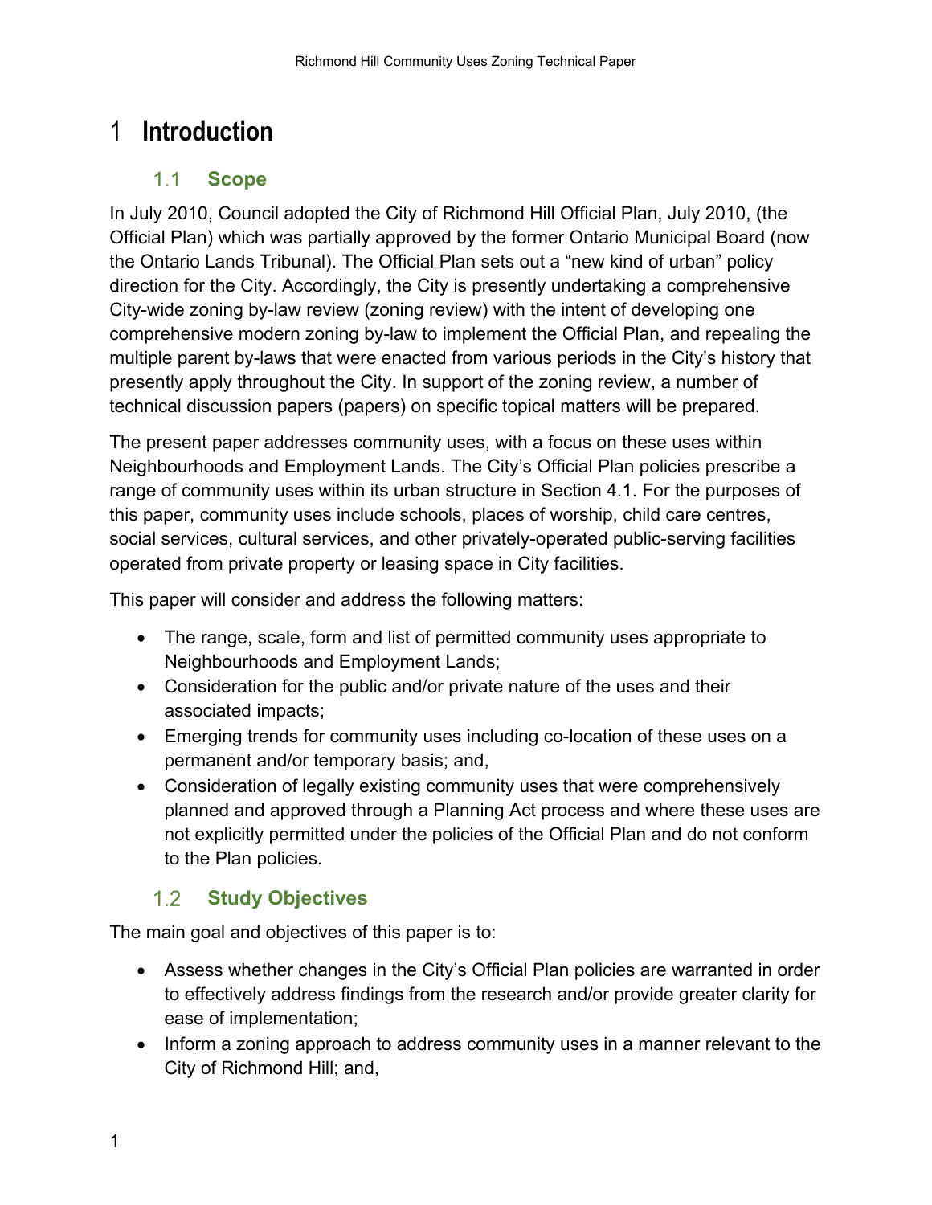# 1 Introduction

## 1.1 Scope

In July 2010, Council adopted the City of Richmond Hill Official Plan, July 2010, (the Official Plan) which was partially approved by the former Ontario Municipal Board (now the Ontario Lands Tribunal). The Official Plan sets out a "new kind of urban" policy direction for the City. Accordingly, the City is presently undertaking a comprehensive City-wide zoning by-law review (zoning review) with the intent of developing one comprehensive modern zoning by-law to implement the Official Plan, and repealing the multiple parent by-laws that were enacted from various periods in the City's history that presently apply throughout the City. In support of the zoning review, a number of technical discussion papers (papers) on specific topical matters will be prepared.

The present paper addresses community uses, with a focus on these uses within Neighbourhoods and Employment Lands. The City's Official Plan policies prescribe a range of community uses within its urban structure in Section 4.1. For the purposes of this paper, community uses include schools, places of worship, child care centres, social services, cultural services, and other privately-operated public-serving facilities operated from private property or leasing space in City facilities.

This paper will consider and address the following matters:

- The range, scale, form and list of permitted community uses appropriate to Neighbourhoods and Employment Lands;
- Consideration for the public and/or private nature of the uses and their associated impacts;
- Emerging trends for community uses including co-location of these uses on a permanent and/or temporary basis; and,
- Consideration of legally existing community uses that were comprehensively planned and approved through a Planning Act process and where these uses are not explicitly permitted under the policies of the Official Plan and do not conform to the Plan policies.

## 1.2 Study Objectives

The main goal and objectives of this paper is to:

- Assess whether changes in the City's Official Plan policies are warranted in order to effectively address findings from the research and/or provide greater clarity for ease of implementation;
- Inform a zoning approach to address community uses in a manner relevant to the City of Richmond Hill; and,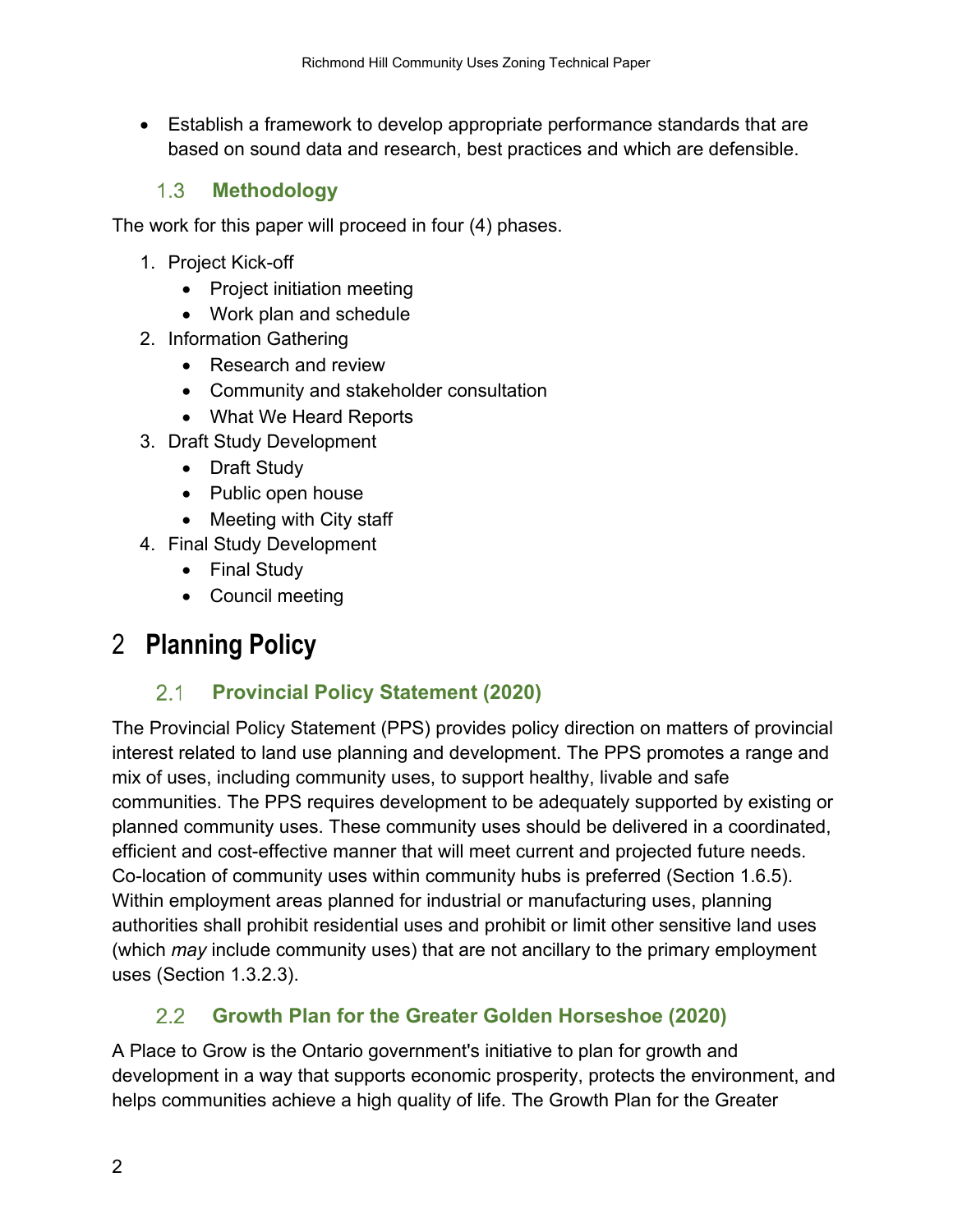- Establish a framework to develop appropriate performance standards that are based on sound data and research, best practices and which are defensible.

### 1.3 Methodology

The work for this paper will proceed in four (4) phases.

1. Project Kick-off
    - Project initiation meeting
    - Work plan and schedule
2. Information Gathering
    - Research and review
    - Community and stakeholder consultation
    - What We Heard Reports
3. Draft Study Development
    - Draft Study
    - Public open house
    - Meeting with City staff
4. Final Study Development
    - Final Study
    - Council meeting

## 2 Planning Policy

### 2.1 Provincial Policy Statement (2020)

The Provincial Policy Statement (PPS) provides policy direction on matters of provincial interest related to land use planning and development. The PPS promotes a range and mix of uses, including community uses, to support healthy, livable and safe communities. The PPS requires development to be adequately supported by existing or planned community uses. These community uses should be delivered in a coordinated, efficient and cost-effective manner that will meet current and projected future needs. Co-location of community uses within community hubs is preferred (Section 1.6.5). Within employment areas planned for industrial or manufacturing uses, planning authorities shall prohibit residential uses and prohibit or limit other sensitive land uses (which *may* include community uses) that are not ancillary to the primary employment uses (Section 1.3.2.3).

### 2.2 Growth Plan for the Greater Golden Horseshoe (2020)

A Place to Grow is the Ontario government's initiative to plan for growth and development in a way that supports economic prosperity, protects the environment, and helps communities achieve a high quality of life. The Growth Plan for the Greater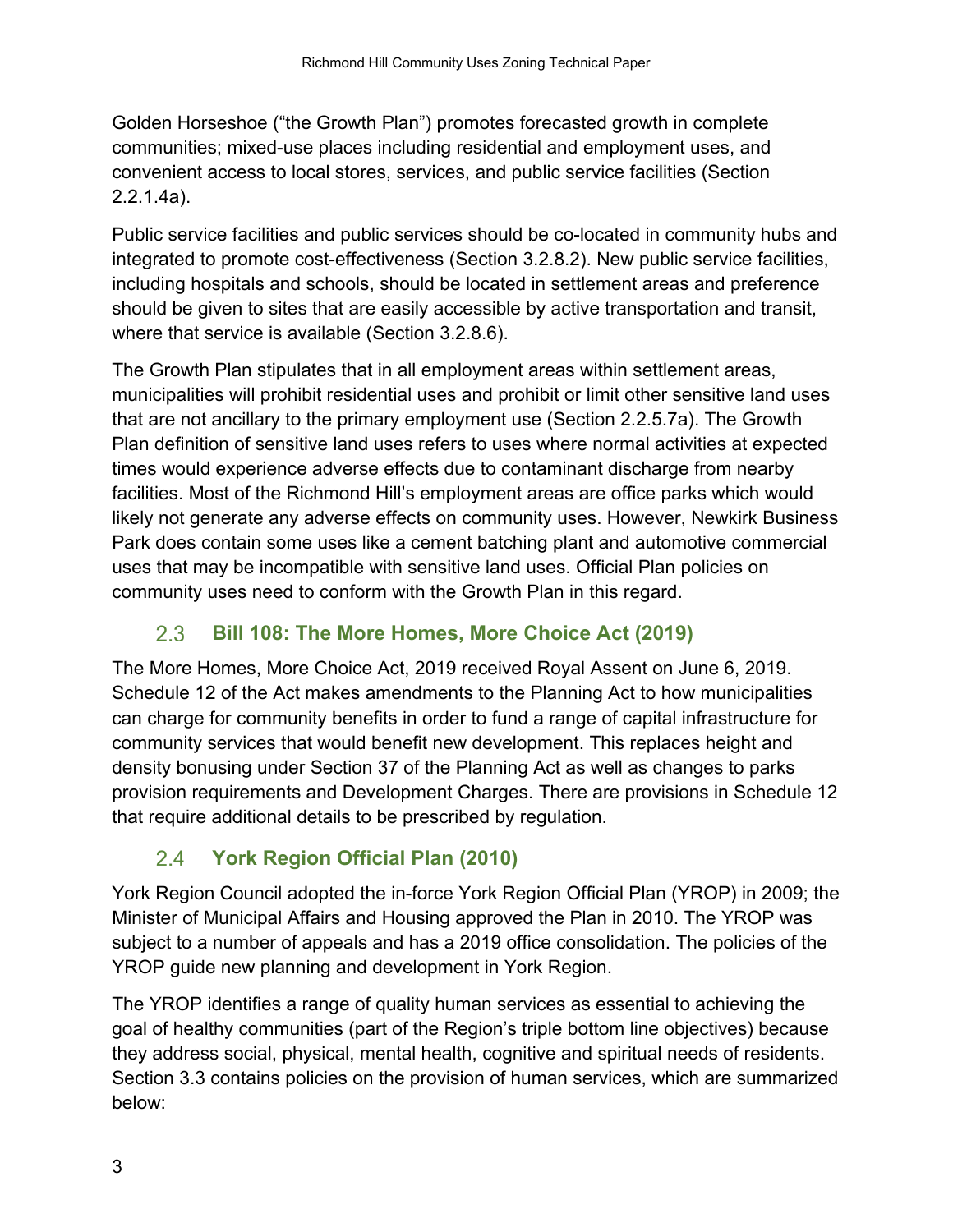Golden Horseshoe ("the Growth Plan") promotes forecasted growth in complete communities; mixed-use places including residential and employment uses, and convenient access to local stores, services, and public service facilities (Section 2.2.1.4a).

Public service facilities and public services should be co-located in community hubs and integrated to promote cost-effectiveness (Section 3.2.8.2). New public service facilities, including hospitals and schools, should be located in settlement areas and preference should be given to sites that are easily accessible by active transportation and transit, where that service is available (Section 3.2.8.6).

The Growth Plan stipulates that in all employment areas within settlement areas, municipalities will prohibit residential uses and prohibit or limit other sensitive land uses that are not ancillary to the primary employment use (Section 2.2.5.7a). The Growth Plan definition of sensitive land uses refers to uses where normal activities at expected times would experience adverse effects due to contaminant discharge from nearby facilities. Most of the Richmond Hill's employment areas are office parks which would likely not generate any adverse effects on community uses. However, Newkirk Business Park does contain some uses like a cement batching plant and automotive commercial uses that may be incompatible with sensitive land uses. Official Plan policies on community uses need to conform with the Growth Plan in this regard.

## 2.3 Bill 108: The More Homes, More Choice Act (2019)

The More Homes, More Choice Act, 2019 received Royal Assent on June 6, 2019. Schedule 12 of the Act makes amendments to the Planning Act to how municipalities can charge for community benefits in order to fund a range of capital infrastructure for community services that would benefit new development. This replaces height and density bonusing under Section 37 of the Planning Act as well as changes to parks provision requirements and Development Charges. There are provisions in Schedule 12 that require additional details to be prescribed by regulation.

## 2.4 York Region Official Plan (2010)

York Region Council adopted the in-force York Region Official Plan (YROP) in 2009; the Minister of Municipal Affairs and Housing approved the Plan in 2010. The YROP was subject to a number of appeals and has a 2019 office consolidation. The policies of the YROP guide new planning and development in York Region.

The YROP identifies a range of quality human services as essential to achieving the goal of healthy communities (part of the Region's triple bottom line objectives) because they address social, physical, mental health, cognitive and spiritual needs of residents. Section 3.3 contains policies on the provision of human services, which are summarized below: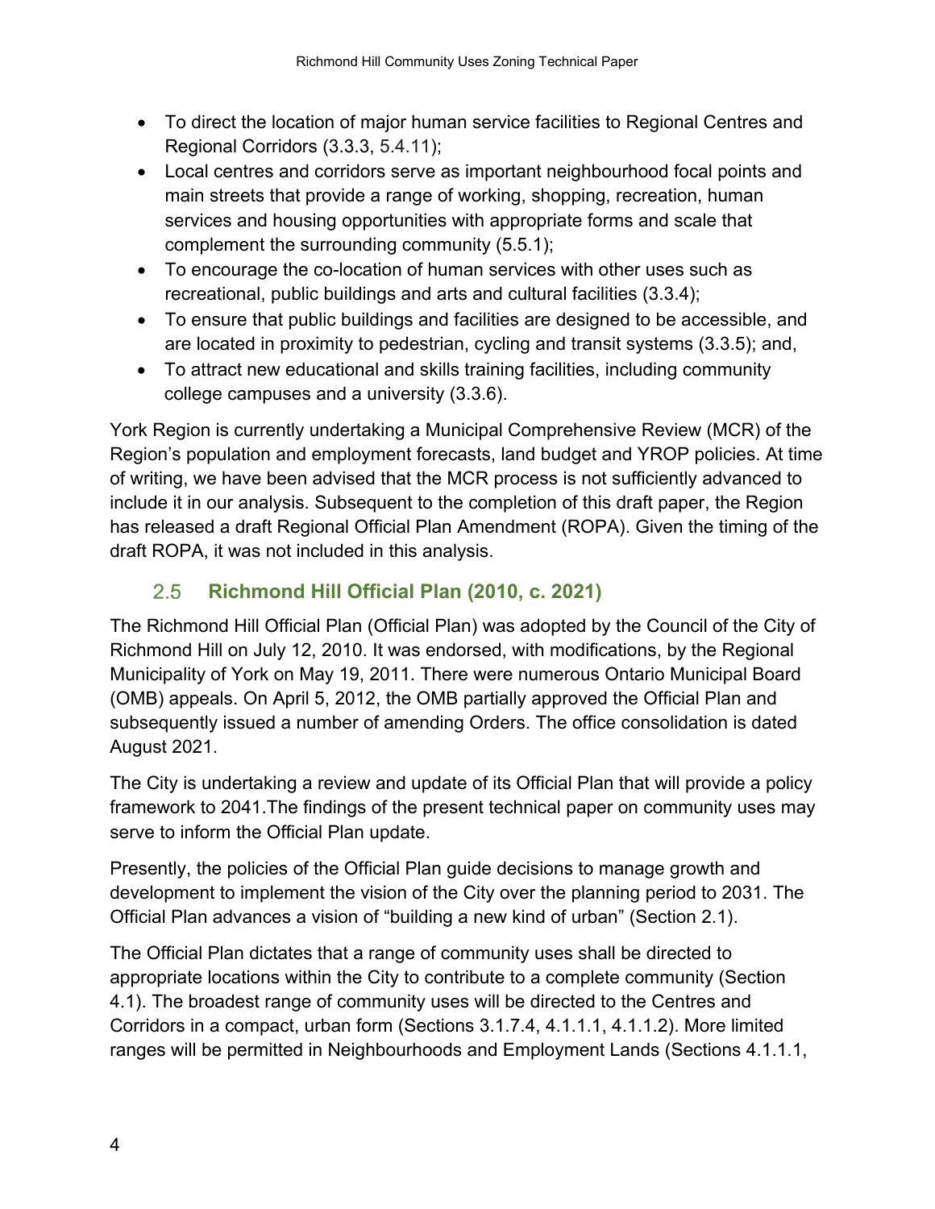- To direct the location of major human service facilities to Regional Centres and Regional Corridors (3.3.3, 5.4.11);
- Local centres and corridors serve as important neighbourhood focal points and main streets that provide a range of working, shopping, recreation, human services and housing opportunities with appropriate forms and scale that complement the surrounding community (5.5.1);
- To encourage the co-location of human services with other uses such as recreational, public buildings and arts and cultural facilities (3.3.4);
- To ensure that public buildings and facilities are designed to be accessible, and are located in proximity to pedestrian, cycling and transit systems (3.3.5); and,
- To attract new educational and skills training facilities, including community college campuses and a university (3.3.6).

York Region is currently undertaking a Municipal Comprehensive Review (MCR) of the Region's population and employment forecasts, land budget and YROP policies. At time of writing, we have been advised that the MCR process is not sufficiently advanced to include it in our analysis. Subsequent to the completion of this draft paper, the Region has released a draft Regional Official Plan Amendment (ROPA). Given the timing of the draft ROPA, it was not included in this analysis.

## 2.5 Richmond Hill Official Plan (2010, c. 2021)

The Richmond Hill Official Plan (Official Plan) was adopted by the Council of the City of Richmond Hill on July 12, 2010. It was endorsed, with modifications, by the Regional Municipality of York on May 19, 2011. There were numerous Ontario Municipal Board (OMB) appeals. On April 5, 2012, the OMB partially approved the Official Plan and subsequently issued a number of amending Orders. The office consolidation is dated August 2021.

The City is undertaking a review and update of its Official Plan that will provide a policy framework to 2041.The findings of the present technical paper on community uses may serve to inform the Official Plan update.

Presently, the policies of the Official Plan guide decisions to manage growth and development to implement the vision of the City over the planning period to 2031. The Official Plan advances a vision of "building a new kind of urban" (Section 2.1).

The Official Plan dictates that a range of community uses shall be directed to appropriate locations within the City to contribute to a complete community (Section 4.1). The broadest range of community uses will be directed to the Centres and Corridors in a compact, urban form (Sections 3.1.7.4, 4.1.1.1, 4.1.1.2). More limited ranges will be permitted in Neighbourhoods and Employment Lands (Sections 4.1.1.1,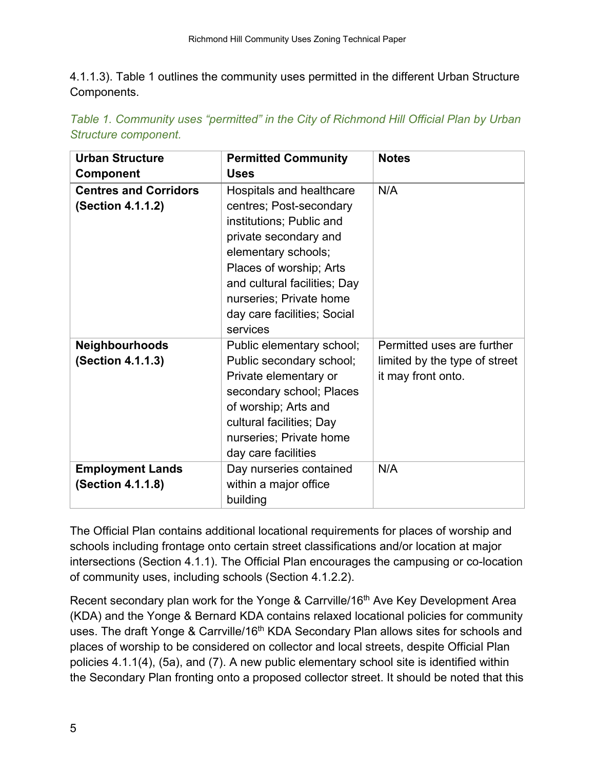4.1.1.3). Table 1 outlines the community uses permitted in the different Urban Structure Components.

*Table 1. Community uses "permitted" in the City of Richmond Hill Official Plan by Urban Structure component.*

| Urban Structure Component | Permitted Community Uses | Notes |
|---|---|---|
| **Centres and Corridors (Section 4.1.1.2)** | Hospitals and healthcare centres; Post-secondary institutions; Public and private secondary and elementary schools; Places of worship; Arts and cultural facilities; Day nurseries; Private home day care facilities; Social services | N/A |
| **Neighbourhoods (Section 4.1.1.3)** | Public elementary school; Public secondary school; Private elementary or secondary school; Places of worship; Arts and cultural facilities; Day nurseries; Private home day care facilities | Permitted uses are further limited by the type of street it may front onto. |
| **Employment Lands (Section 4.1.1.8)** | Day nurseries contained within a major office building | N/A |

The Official Plan contains additional locational requirements for places of worship and schools including frontage onto certain street classifications and/or location at major intersections (Section 4.1.1). The Official Plan encourages the campusing or co-location of community uses, including schools (Section 4.1.2.2).

Recent secondary plan work for the Yonge & Carrville/16th Ave Key Development Area (KDA) and the Yonge & Bernard KDA contains relaxed locational policies for community uses. The draft Yonge & Carrville/16th KDA Secondary Plan allows sites for schools and places of worship to be considered on collector and local streets, despite Official Plan policies 4.1.1(4), (5a), and (7). A new public elementary school site is identified within the Secondary Plan fronting onto a proposed collector street. It should be noted that this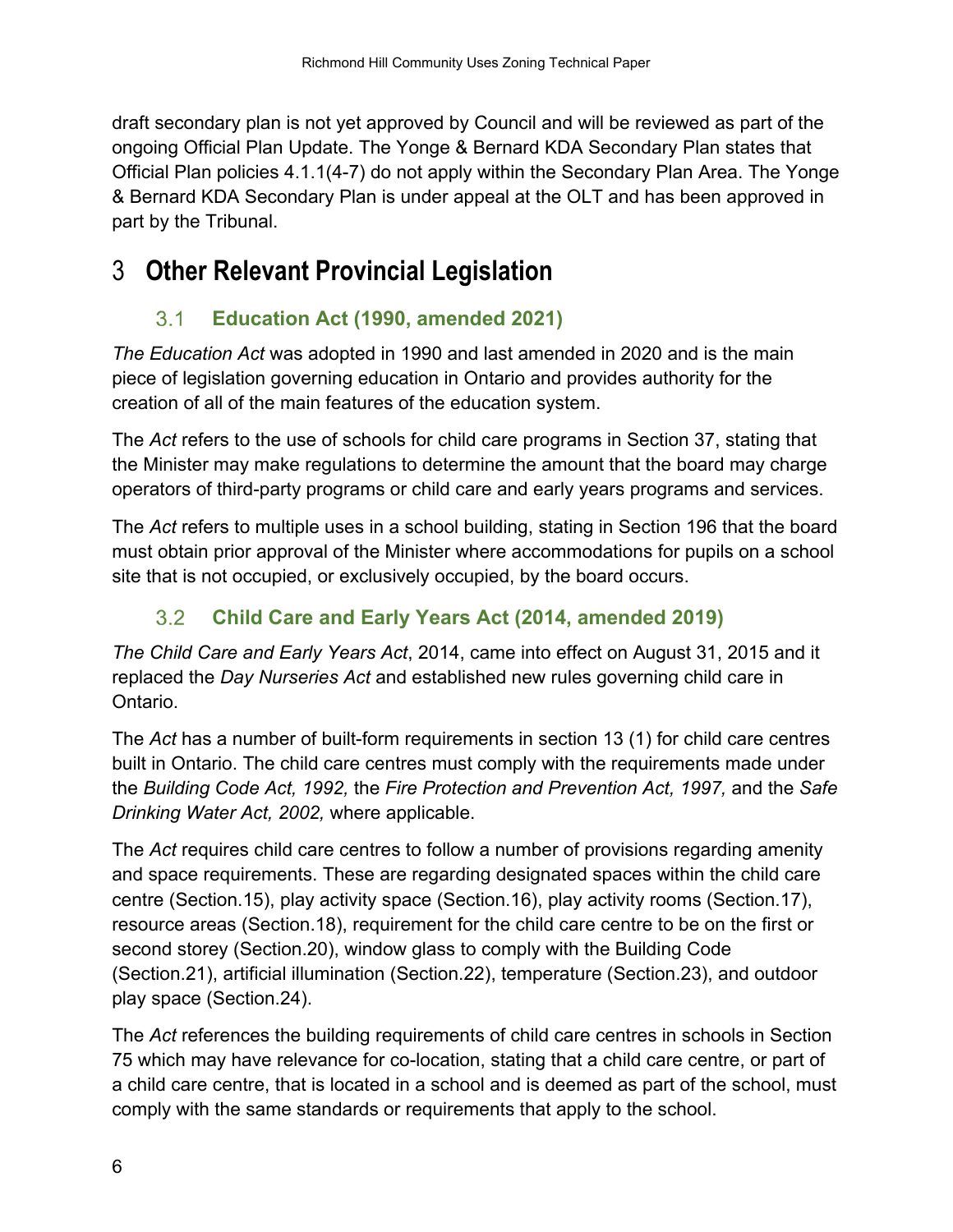draft secondary plan is not yet approved by Council and will be reviewed as part of the ongoing Official Plan Update. The Yonge & Bernard KDA Secondary Plan states that Official Plan policies 4.1.1(4-7) do not apply within the Secondary Plan Area. The Yonge & Bernard KDA Secondary Plan is under appeal at the OLT and has been approved in part by the Tribunal.

# 3 Other Relevant Provincial Legislation

## 3.1 Education Act (1990, amended 2021)

*The Education Act* was adopted in 1990 and last amended in 2020 and is the main piece of legislation governing education in Ontario and provides authority for the creation of all of the main features of the education system.

The *Act* refers to the use of schools for child care programs in Section 37, stating that the Minister may make regulations to determine the amount that the board may charge operators of third-party programs or child care and early years programs and services.

The *Act* refers to multiple uses in a school building, stating in Section 196 that the board must obtain prior approval of the Minister where accommodations for pupils on a school site that is not occupied, or exclusively occupied, by the board occurs.

## 3.2 Child Care and Early Years Act (2014, amended 2019)

*The Child Care and Early Years Act*, 2014, came into effect on August 31, 2015 and it replaced the *Day Nurseries Act* and established new rules governing child care in Ontario.

The *Act* has a number of built-form requirements in section 13 (1) for child care centres built in Ontario. The child care centres must comply with the requirements made under the *Building Code Act, 1992,* the *Fire Protection and Prevention Act, 1997,* and the *Safe Drinking Water Act, 2002,* where applicable.

The *Act* requires child care centres to follow a number of provisions regarding amenity and space requirements. These are regarding designated spaces within the child care centre (Section.15), play activity space (Section.16), play activity rooms (Section.17), resource areas (Section.18), requirement for the child care centre to be on the first or second storey (Section.20), window glass to comply with the Building Code (Section.21), artificial illumination (Section.22), temperature (Section.23), and outdoor play space (Section.24).

The *Act* references the building requirements of child care centres in schools in Section 75 which may have relevance for co-location, stating that a child care centre, or part of a child care centre, that is located in a school and is deemed as part of the school, must comply with the same standards or requirements that apply to the school.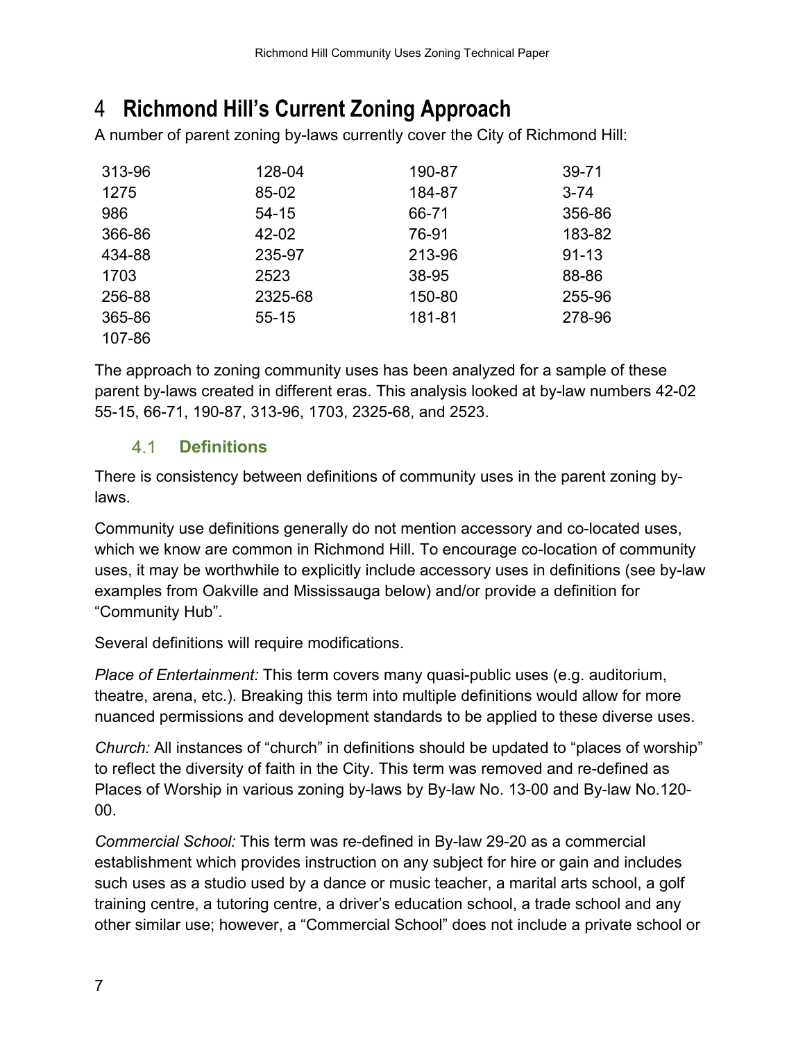# 4 Richmond Hill's Current Zoning Approach

A number of parent zoning by-laws currently cover the City of Richmond Hill:

| | | | |
|---|---|---|---|
| 313-96 | 128-04 | 190-87 | 39-71 |
| 1275 | 85-02 | 184-87 | 3-74 |
| 986 | 54-15 | 66-71 | 356-86 |
| 366-86 | 42-02 | 76-91 | 183-82 |
| 434-88 | 235-97 | 213-96 | 91-13 |
| 1703 | 2523 | 38-95 | 88-86 |
| 256-88 | 2325-68 | 150-80 | 255-96 |
| 365-86 | 55-15 | 181-81 | 278-96 |
| 107-86 | | | |

The approach to zoning community uses has been analyzed for a sample of these parent by-laws created in different eras. This analysis looked at by-law numbers 42-02 55-15, 66-71, 190-87, 313-96, 1703, 2325-68, and 2523.

## 4.1 Definitions

There is consistency between definitions of community uses in the parent zoning by-laws.

Community use definitions generally do not mention accessory and co-located uses, which we know are common in Richmond Hill. To encourage co-location of community uses, it may be worthwhile to explicitly include accessory uses in definitions (see by-law examples from Oakville and Mississauga below) and/or provide a definition for "Community Hub".

Several definitions will require modifications.

*Place of Entertainment:* This term covers many quasi-public uses (e.g. auditorium, theatre, arena, etc.). Breaking this term into multiple definitions would allow for more nuanced permissions and development standards to be applied to these diverse uses.

*Church:* All instances of "church" in definitions should be updated to "places of worship" to reflect the diversity of faith in the City. This term was removed and re-defined as Places of Worship in various zoning by-laws by By-law No. 13-00 and By-law No.120-00.

*Commercial School:* This term was re-defined in By-law 29-20 as a commercial establishment which provides instruction on any subject for hire or gain and includes such uses as a studio used by a dance or music teacher, a marital arts school, a golf training centre, a tutoring centre, a driver's education school, a trade school and any other similar use; however, a "Commercial School" does not include a private school or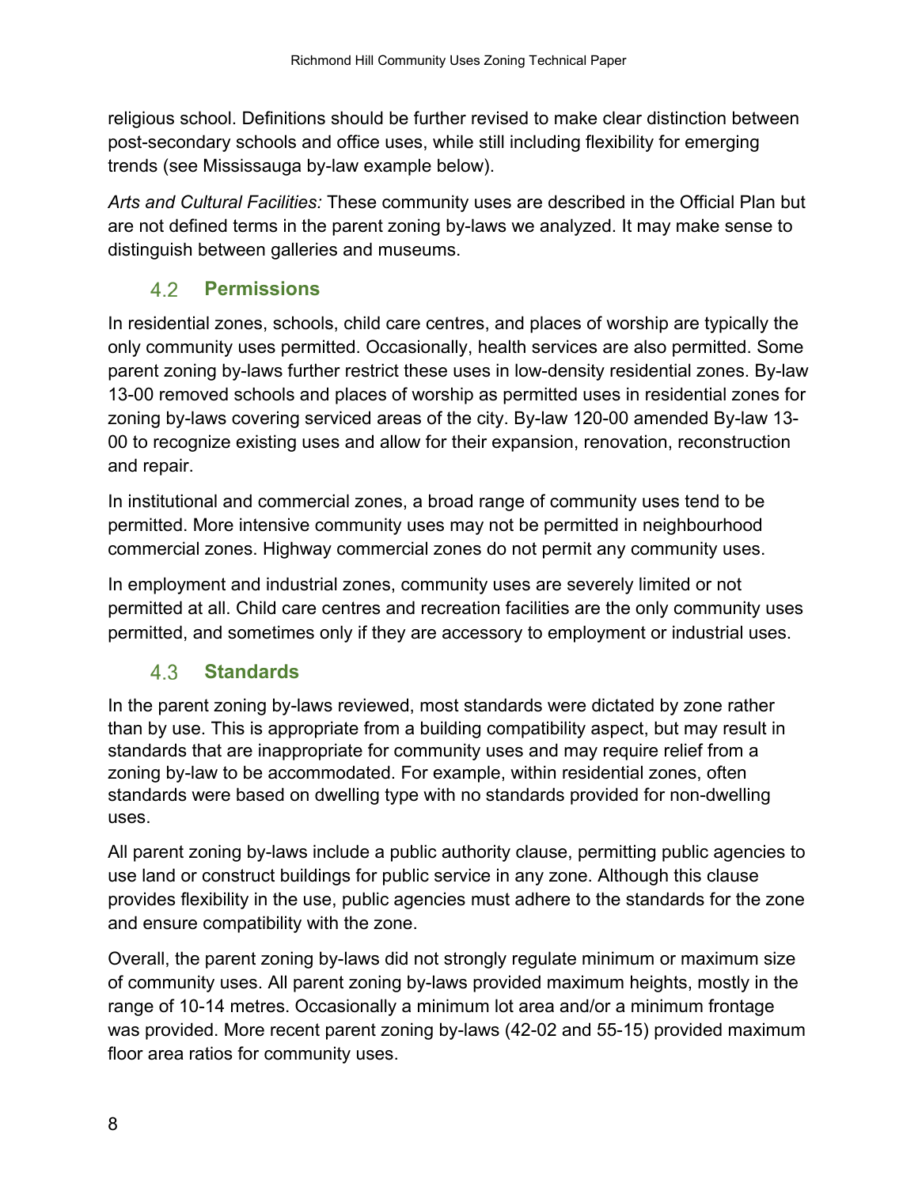religious school. Definitions should be further revised to make clear distinction between post-secondary schools and office uses, while still including flexibility for emerging trends (see Mississauga by-law example below).

*Arts and Cultural Facilities:* These community uses are described in the Official Plan but are not defined terms in the parent zoning by-laws we analyzed. It may make sense to distinguish between galleries and museums.

## 4.2 Permissions

In residential zones, schools, child care centres, and places of worship are typically the only community uses permitted. Occasionally, health services are also permitted. Some parent zoning by-laws further restrict these uses in low-density residential zones. By-law 13-00 removed schools and places of worship as permitted uses in residential zones for zoning by-laws covering serviced areas of the city. By-law 120-00 amended By-law 13-00 to recognize existing uses and allow for their expansion, renovation, reconstruction and repair.

In institutional and commercial zones, a broad range of community uses tend to be permitted. More intensive community uses may not be permitted in neighbourhood commercial zones. Highway commercial zones do not permit any community uses.

In employment and industrial zones, community uses are severely limited or not permitted at all. Child care centres and recreation facilities are the only community uses permitted, and sometimes only if they are accessory to employment or industrial uses.

## 4.3 Standards

In the parent zoning by-laws reviewed, most standards were dictated by zone rather than by use. This is appropriate from a building compatibility aspect, but may result in standards that are inappropriate for community uses and may require relief from a zoning by-law to be accommodated. For example, within residential zones, often standards were based on dwelling type with no standards provided for non-dwelling uses.

All parent zoning by-laws include a public authority clause, permitting public agencies to use land or construct buildings for public service in any zone. Although this clause provides flexibility in the use, public agencies must adhere to the standards for the zone and ensure compatibility with the zone.

Overall, the parent zoning by-laws did not strongly regulate minimum or maximum size of community uses. All parent zoning by-laws provided maximum heights, mostly in the range of 10-14 metres. Occasionally a minimum lot area and/or a minimum frontage was provided. More recent parent zoning by-laws (42-02 and 55-15) provided maximum floor area ratios for community uses.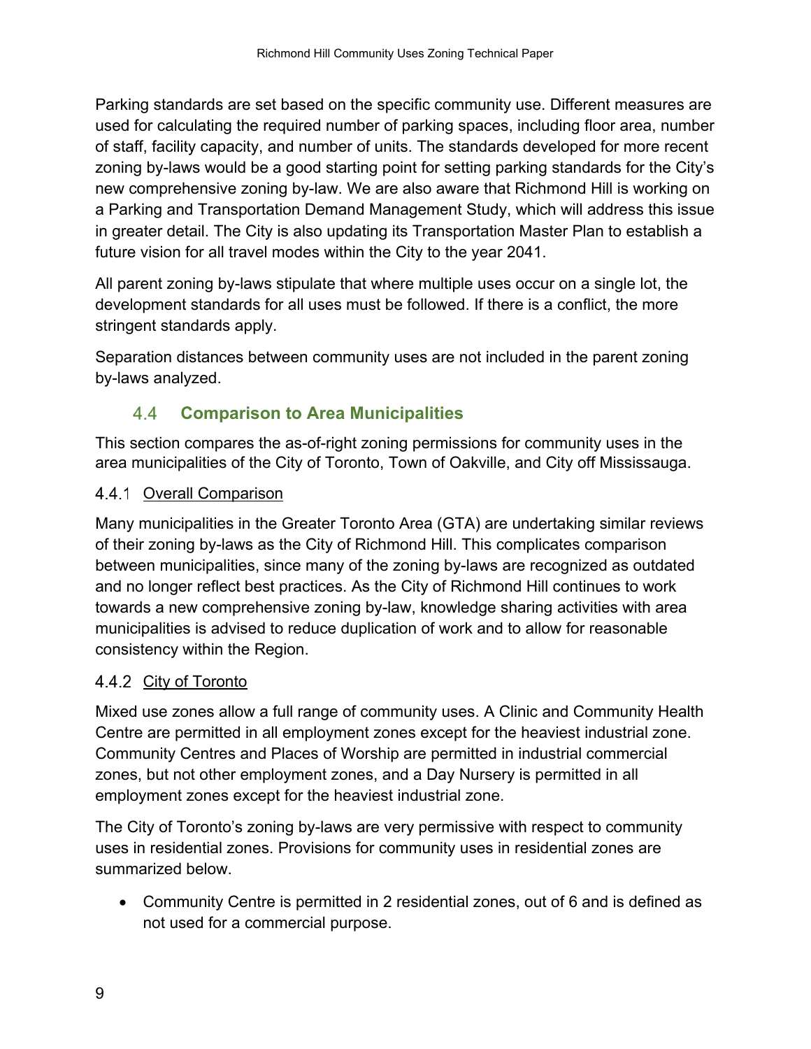Parking standards are set based on the specific community use. Different measures are used for calculating the required number of parking spaces, including floor area, number of staff, facility capacity, and number of units. The standards developed for more recent zoning by-laws would be a good starting point for setting parking standards for the City's new comprehensive zoning by-law. We are also aware that Richmond Hill is working on a Parking and Transportation Demand Management Study, which will address this issue in greater detail. The City is also updating its Transportation Master Plan to establish a future vision for all travel modes within the City to the year 2041.

All parent zoning by-laws stipulate that where multiple uses occur on a single lot, the development standards for all uses must be followed. If there is a conflict, the more stringent standards apply.

Separation distances between community uses are not included in the parent zoning by-laws analyzed.

## 4.4 Comparison to Area Municipalities

This section compares the as-of-right zoning permissions for community uses in the area municipalities of the City of Toronto, Town of Oakville, and City off Mississauga.

### 4.4.1 Overall Comparison

Many municipalities in the Greater Toronto Area (GTA) are undertaking similar reviews of their zoning by-laws as the City of Richmond Hill. This complicates comparison between municipalities, since many of the zoning by-laws are recognized as outdated and no longer reflect best practices. As the City of Richmond Hill continues to work towards a new comprehensive zoning by-law, knowledge sharing activities with area municipalities is advised to reduce duplication of work and to allow for reasonable consistency within the Region.

### 4.4.2 City of Toronto

Mixed use zones allow a full range of community uses. A Clinic and Community Health Centre are permitted in all employment zones except for the heaviest industrial zone. Community Centres and Places of Worship are permitted in industrial commercial zones, but not other employment zones, and a Day Nursery is permitted in all employment zones except for the heaviest industrial zone.

The City of Toronto's zoning by-laws are very permissive with respect to community uses in residential zones. Provisions for community uses in residential zones are summarized below.

- Community Centre is permitted in 2 residential zones, out of 6 and is defined as not used for a commercial purpose.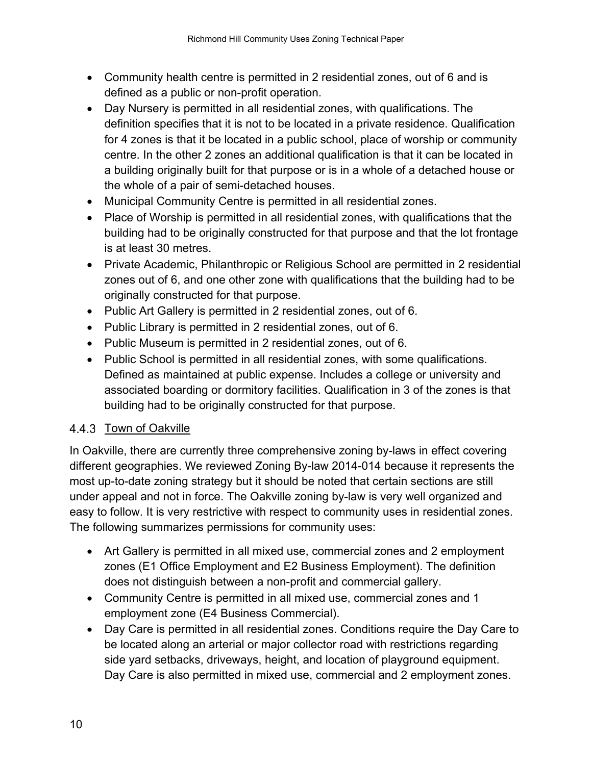- Community health centre is permitted in 2 residential zones, out of 6 and is defined as a public or non-profit operation.
- Day Nursery is permitted in all residential zones, with qualifications. The definition specifies that it is not to be located in a private residence. Qualification for 4 zones is that it be located in a public school, place of worship or community centre. In the other 2 zones an additional qualification is that it can be located in a building originally built for that purpose or is in a whole of a detached house or the whole of a pair of semi-detached houses.
- Municipal Community Centre is permitted in all residential zones.
- Place of Worship is permitted in all residential zones, with qualifications that the building had to be originally constructed for that purpose and that the lot frontage is at least 30 metres.
- Private Academic, Philanthropic or Religious School are permitted in 2 residential zones out of 6, and one other zone with qualifications that the building had to be originally constructed for that purpose.
- Public Art Gallery is permitted in 2 residential zones, out of 6.
- Public Library is permitted in 2 residential zones, out of 6.
- Public Museum is permitted in 2 residential zones, out of 6.
- Public School is permitted in all residential zones, with some qualifications. Defined as maintained at public expense. Includes a college or university and associated boarding or dormitory facilities. Qualification in 3 of the zones is that building had to be originally constructed for that purpose.

### 4.4.3 Town of Oakville

In Oakville, there are currently three comprehensive zoning by-laws in effect covering different geographies. We reviewed Zoning By-law 2014-014 because it represents the most up-to-date zoning strategy but it should be noted that certain sections are still under appeal and not in force. The Oakville zoning by-law is very well organized and easy to follow. It is very restrictive with respect to community uses in residential zones. The following summarizes permissions for community uses:

- Art Gallery is permitted in all mixed use, commercial zones and 2 employment zones (E1 Office Employment and E2 Business Employment). The definition does not distinguish between a non-profit and commercial gallery.
- Community Centre is permitted in all mixed use, commercial zones and 1 employment zone (E4 Business Commercial).
- Day Care is permitted in all residential zones. Conditions require the Day Care to be located along an arterial or major collector road with restrictions regarding side yard setbacks, driveways, height, and location of playground equipment. Day Care is also permitted in mixed use, commercial and 2 employment zones.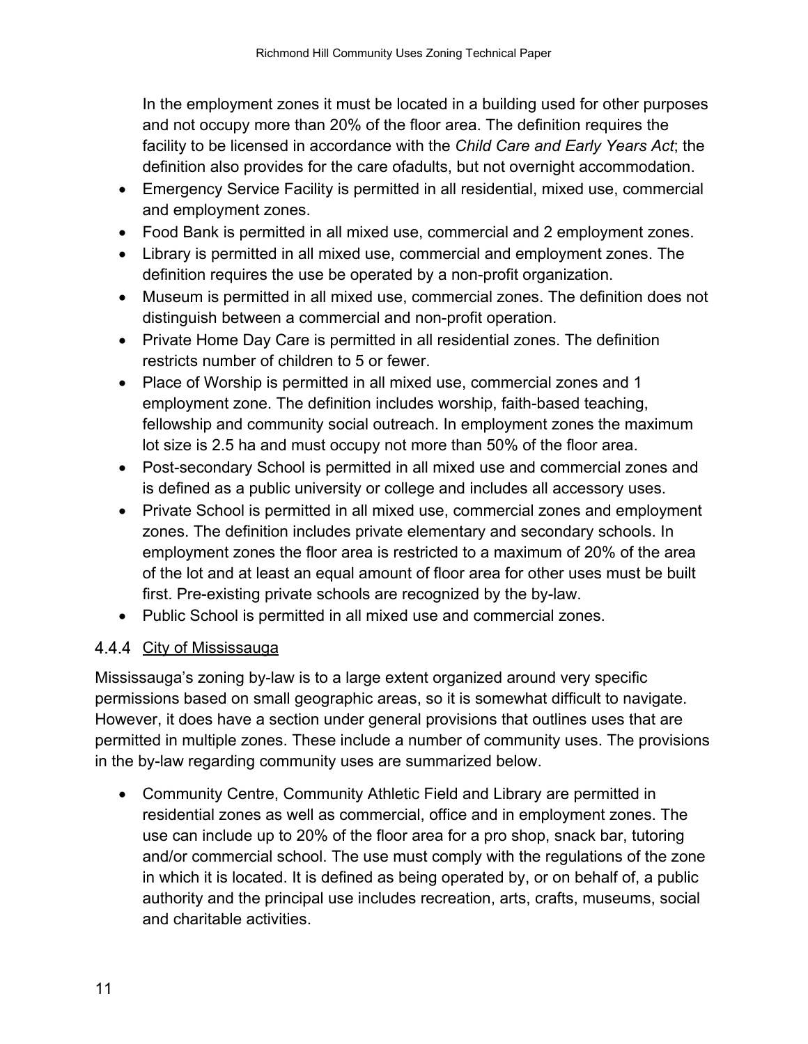In the employment zones it must be located in a building used for other purposes and not occupy more than 20% of the floor area. The definition requires the facility to be licensed in accordance with the *Child Care and Early Years Act*; the definition also provides for the care ofadults, but not overnight accommodation.

- Emergency Service Facility is permitted in all residential, mixed use, commercial and employment zones.
- Food Bank is permitted in all mixed use, commercial and 2 employment zones.
- Library is permitted in all mixed use, commercial and employment zones. The definition requires the use be operated by a non-profit organization.
- Museum is permitted in all mixed use, commercial zones. The definition does not distinguish between a commercial and non-profit operation.
- Private Home Day Care is permitted in all residential zones. The definition restricts number of children to 5 or fewer.
- Place of Worship is permitted in all mixed use, commercial zones and 1 employment zone. The definition includes worship, faith-based teaching, fellowship and community social outreach. In employment zones the maximum lot size is 2.5 ha and must occupy not more than 50% of the floor area.
- Post-secondary School is permitted in all mixed use and commercial zones and is defined as a public university or college and includes all accessory uses.
- Private School is permitted in all mixed use, commercial zones and employment zones. The definition includes private elementary and secondary schools. In employment zones the floor area is restricted to a maximum of 20% of the area of the lot and at least an equal amount of floor area for other uses must be built first. Pre-existing private schools are recognized by the by-law.
- Public School is permitted in all mixed use and commercial zones.

### 4.4.4 City of Mississauga

Mississauga's zoning by-law is to a large extent organized around very specific permissions based on small geographic areas, so it is somewhat difficult to navigate. However, it does have a section under general provisions that outlines uses that are permitted in multiple zones. These include a number of community uses. The provisions in the by-law regarding community uses are summarized below.

- Community Centre, Community Athletic Field and Library are permitted in residential zones as well as commercial, office and in employment zones. The use can include up to 20% of the floor area for a pro shop, snack bar, tutoring and/or commercial school. The use must comply with the regulations of the zone in which it is located. It is defined as being operated by, or on behalf of, a public authority and the principal use includes recreation, arts, crafts, museums, social and charitable activities.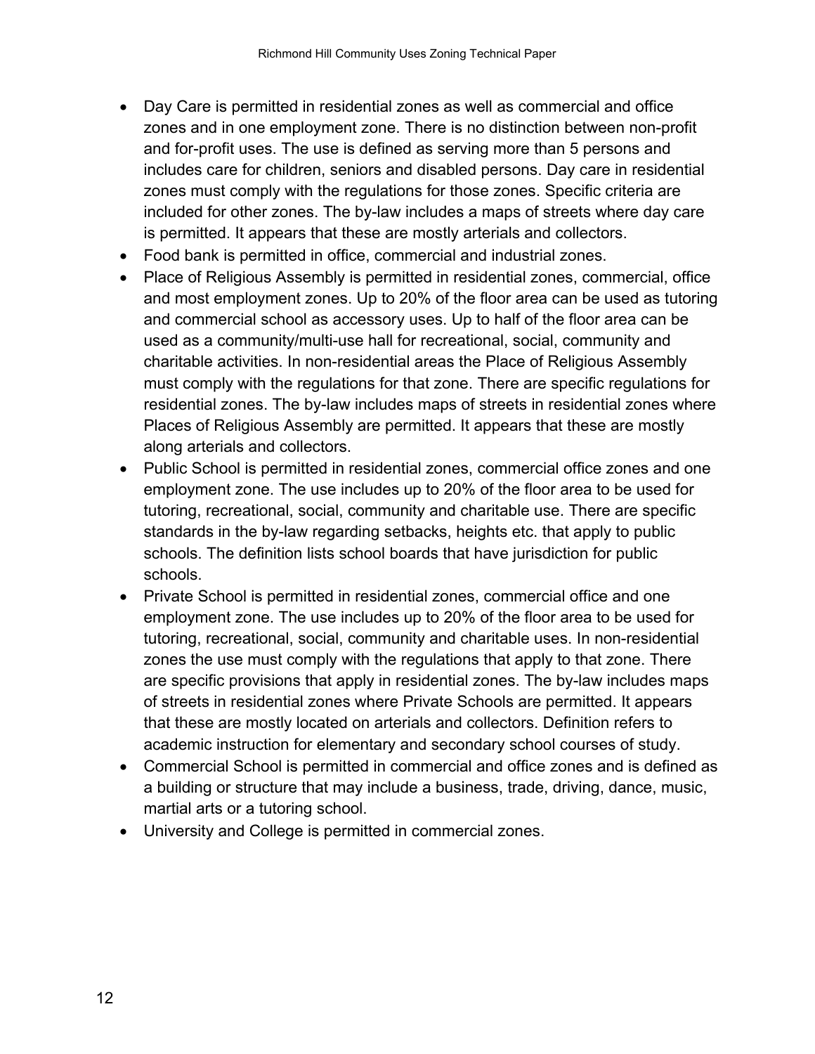- Day Care is permitted in residential zones as well as commercial and office zones and in one employment zone. There is no distinction between non-profit and for-profit uses. The use is defined as serving more than 5 persons and includes care for children, seniors and disabled persons. Day care in residential zones must comply with the regulations for those zones. Specific criteria are included for other zones. The by-law includes a maps of streets where day care is permitted. It appears that these are mostly arterials and collectors.
- Food bank is permitted in office, commercial and industrial zones.
- Place of Religious Assembly is permitted in residential zones, commercial, office and most employment zones. Up to 20% of the floor area can be used as tutoring and commercial school as accessory uses. Up to half of the floor area can be used as a community/multi-use hall for recreational, social, community and charitable activities. In non-residential areas the Place of Religious Assembly must comply with the regulations for that zone. There are specific regulations for residential zones. The by-law includes maps of streets in residential zones where Places of Religious Assembly are permitted. It appears that these are mostly along arterials and collectors.
- Public School is permitted in residential zones, commercial office zones and one employment zone. The use includes up to 20% of the floor area to be used for tutoring, recreational, social, community and charitable use. There are specific standards in the by-law regarding setbacks, heights etc. that apply to public schools. The definition lists school boards that have jurisdiction for public schools.
- Private School is permitted in residential zones, commercial office and one employment zone. The use includes up to 20% of the floor area to be used for tutoring, recreational, social, community and charitable uses. In non-residential zones the use must comply with the regulations that apply to that zone. There are specific provisions that apply in residential zones. The by-law includes maps of streets in residential zones where Private Schools are permitted. It appears that these are mostly located on arterials and collectors. Definition refers to academic instruction for elementary and secondary school courses of study.
- Commercial School is permitted in commercial and office zones and is defined as a building or structure that may include a business, trade, driving, dance, music, martial arts or a tutoring school.
- University and College is permitted in commercial zones.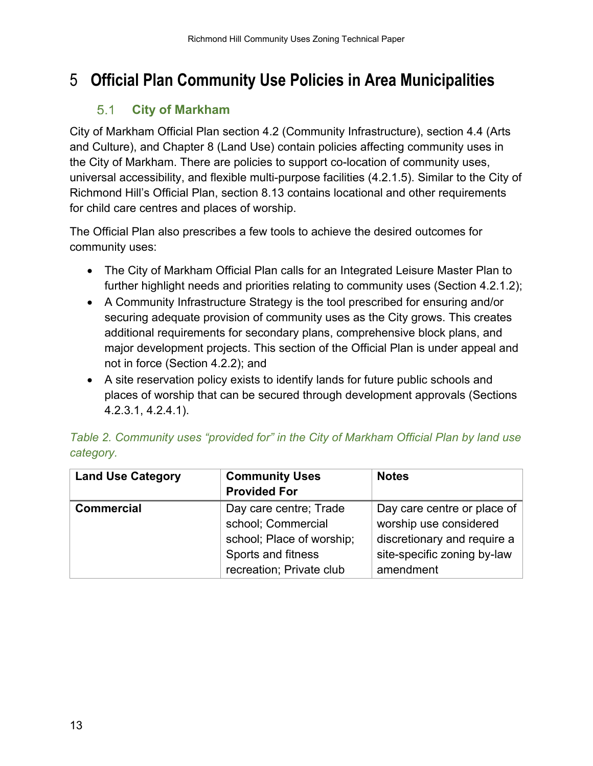# 5 Official Plan Community Use Policies in Area Municipalities

## 5.1 City of Markham

City of Markham Official Plan section 4.2 (Community Infrastructure), section 4.4 (Arts and Culture), and Chapter 8 (Land Use) contain policies affecting community uses in the City of Markham. There are policies to support co-location of community uses, universal accessibility, and flexible multi-purpose facilities (4.2.1.5). Similar to the City of Richmond Hill's Official Plan, section 8.13 contains locational and other requirements for child care centres and places of worship.

The Official Plan also prescribes a few tools to achieve the desired outcomes for community uses:

- The City of Markham Official Plan calls for an Integrated Leisure Master Plan to further highlight needs and priorities relating to community uses (Section 4.2.1.2);
- A Community Infrastructure Strategy is the tool prescribed for ensuring and/or securing adequate provision of community uses as the City grows. This creates additional requirements for secondary plans, comprehensive block plans, and major development projects. This section of the Official Plan is under appeal and not in force (Section 4.2.2); and
- A site reservation policy exists to identify lands for future public schools and places of worship that can be secured through development approvals (Sections 4.2.3.1, 4.2.4.1).

*Table 2. Community uses "provided for" in the City of Markham Official Plan by land use category.*

| Land Use Category | Community Uses Provided For | Notes |
|---|---|---|
| **Commercial** | Day care centre; Trade school; Commercial school; Place of worship; Sports and fitness recreation; Private club | Day care centre or place of worship use considered discretionary and require a site-specific zoning by-law amendment |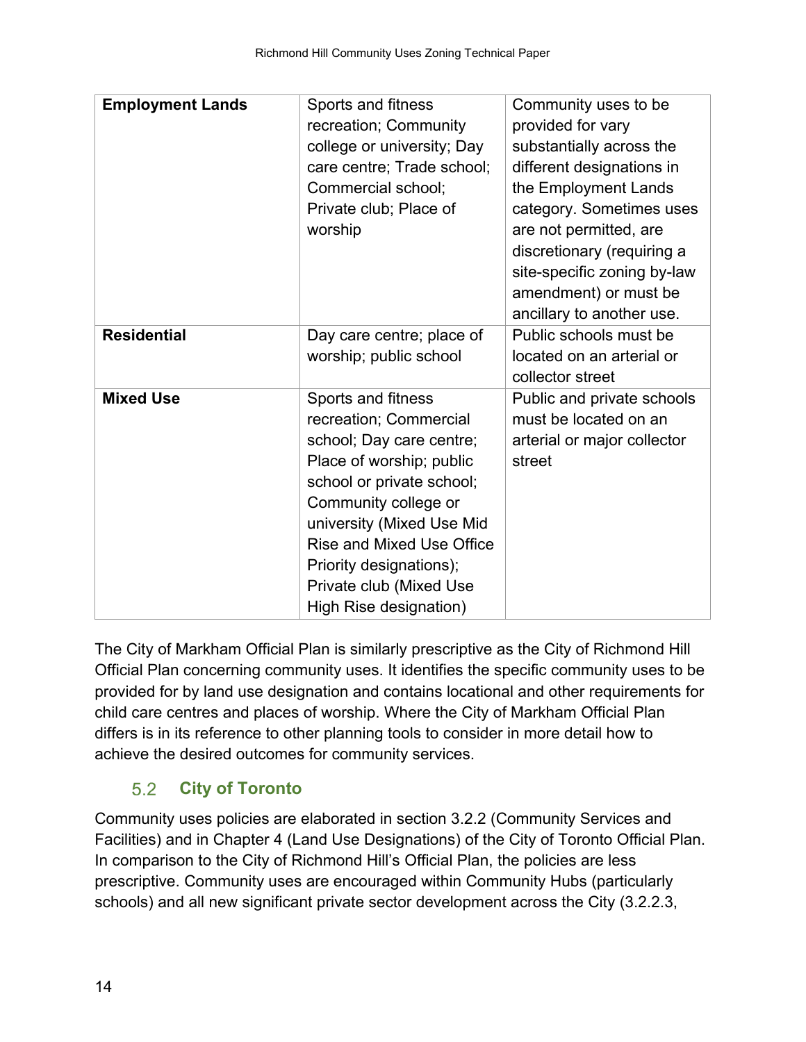| Employment Lands | Sports and fitness recreation; Community college or university; Day care centre; Trade school; Commercial school; Private club; Place of worship | Community uses to be provided for vary substantially across the different designations in the Employment Lands category. Sometimes uses are not permitted, are discretionary (requiring a site-specific zoning by-law amendment) or must be ancillary to another use. |
|---|---|---|
| **Residential** | Day care centre; place of worship; public school | Public schools must be located on an arterial or collector street |
| **Mixed Use** | Sports and fitness recreation; Commercial school; Day care centre; Place of worship; public school or private school; Community college or university (Mixed Use Mid Rise and Mixed Use Office Priority designations); Private club (Mixed Use High Rise designation) | Public and private schools must be located on an arterial or major collector street |

The City of Markham Official Plan is similarly prescriptive as the City of Richmond Hill Official Plan concerning community uses. It identifies the specific community uses to be provided for by land use designation and contains locational and other requirements for child care centres and places of worship. Where the City of Markham Official Plan differs is in its reference to other planning tools to consider in more detail how to achieve the desired outcomes for community services.

## 5.2 City of Toronto

Community uses policies are elaborated in section 3.2.2 (Community Services and Facilities) and in Chapter 4 (Land Use Designations) of the City of Toronto Official Plan. In comparison to the City of Richmond Hill's Official Plan, the policies are less prescriptive. Community uses are encouraged within Community Hubs (particularly schools) and all new significant private sector development across the City (3.2.2.3,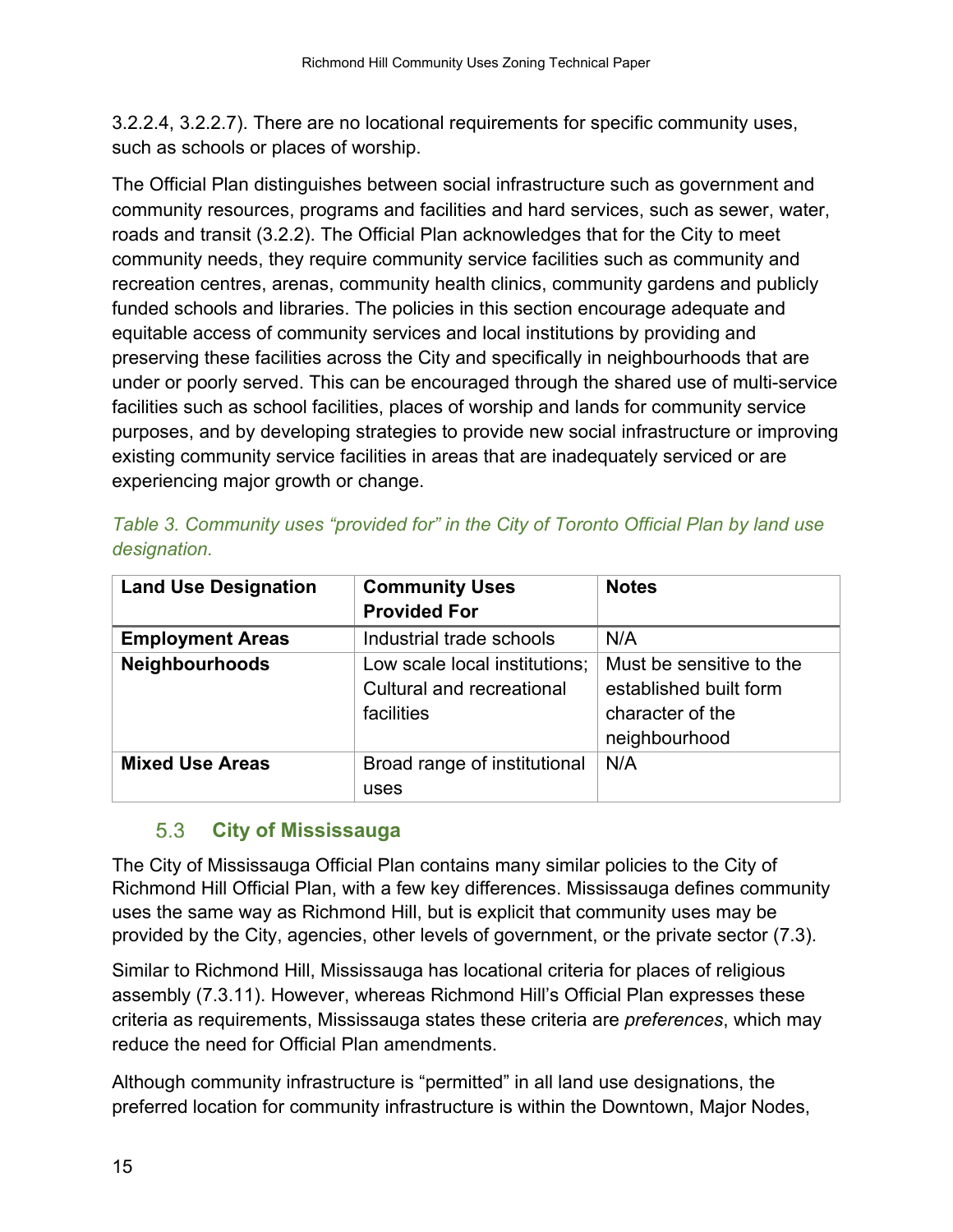3.2.2.4, 3.2.2.7). There are no locational requirements for specific community uses, such as schools or places of worship.

The Official Plan distinguishes between social infrastructure such as government and community resources, programs and facilities and hard services, such as sewer, water, roads and transit (3.2.2). The Official Plan acknowledges that for the City to meet community needs, they require community service facilities such as community and recreation centres, arenas, community health clinics, community gardens and publicly funded schools and libraries. The policies in this section encourage adequate and equitable access of community services and local institutions by providing and preserving these facilities across the City and specifically in neighbourhoods that are under or poorly served. This can be encouraged through the shared use of multi-service facilities such as school facilities, places of worship and lands for community service purposes, and by developing strategies to provide new social infrastructure or improving existing community service facilities in areas that are inadequately serviced or are experiencing major growth or change.

*Table 3. Community uses “provided for” in the City of Toronto Official Plan by land use designation.*

| Land Use Designation | Community Uses Provided For | Notes |
|---|---|---|
| **Employment Areas** | Industrial trade schools | N/A |
| **Neighbourhoods** | Low scale local institutions; Cultural and recreational facilities | Must be sensitive to the established built form character of the neighbourhood |
| **Mixed Use Areas** | Broad range of institutional uses | N/A |

## 5.3 City of Mississauga

The City of Mississauga Official Plan contains many similar policies to the City of Richmond Hill Official Plan, with a few key differences. Mississauga defines community uses the same way as Richmond Hill, but is explicit that community uses may be provided by the City, agencies, other levels of government, or the private sector (7.3).

Similar to Richmond Hill, Mississauga has locational criteria for places of religious assembly (7.3.11). However, whereas Richmond Hill’s Official Plan expresses these criteria as requirements, Mississauga states these criteria are *preferences*, which may reduce the need for Official Plan amendments.

Although community infrastructure is “permitted” in all land use designations, the preferred location for community infrastructure is within the Downtown, Major Nodes,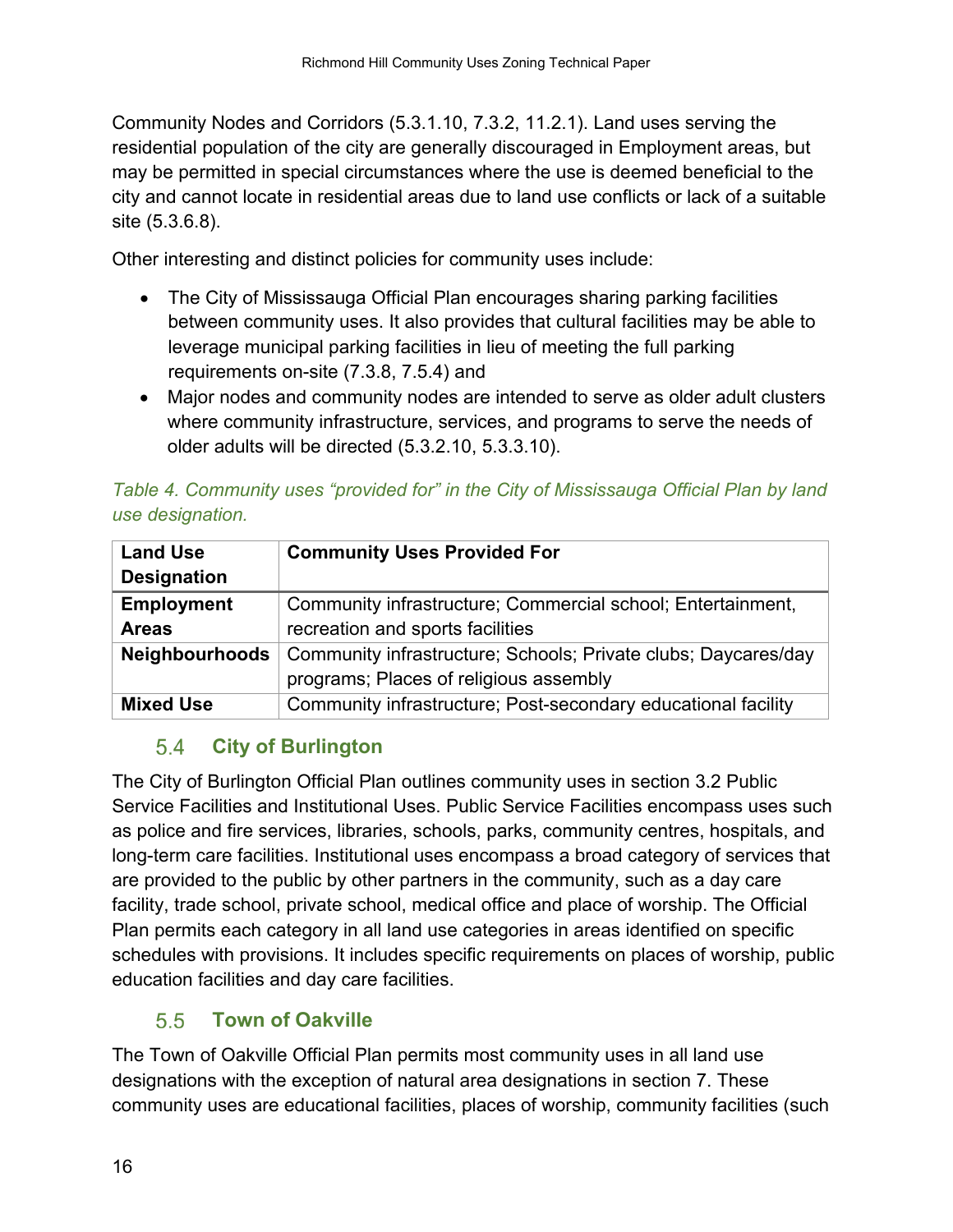Community Nodes and Corridors (5.3.1.10, 7.3.2, 11.2.1). Land uses serving the residential population of the city are generally discouraged in Employment areas, but may be permitted in special circumstances where the use is deemed beneficial to the city and cannot locate in residential areas due to land use conflicts or lack of a suitable site (5.3.6.8).

Other interesting and distinct policies for community uses include:

- The City of Mississauga Official Plan encourages sharing parking facilities between community uses. It also provides that cultural facilities may be able to leverage municipal parking facilities in lieu of meeting the full parking requirements on-site (7.3.8, 7.5.4) and
- Major nodes and community nodes are intended to serve as older adult clusters where community infrastructure, services, and programs to serve the needs of older adults will be directed (5.3.2.10, 5.3.3.10).

*Table 4. Community uses “provided for” in the City of Mississauga Official Plan by land use designation.*

| Land Use Designation | Community Uses Provided For |
|---|---|
| **Employment Areas** | Community infrastructure; Commercial school; Entertainment, recreation and sports facilities |
| **Neighbourhoods** | Community infrastructure; Schools; Private clubs; Daycares/day programs; Places of religious assembly |
| **Mixed Use** | Community infrastructure; Post-secondary educational facility |

## 5.4 City of Burlington

The City of Burlington Official Plan outlines community uses in section 3.2 Public Service Facilities and Institutional Uses. Public Service Facilities encompass uses such as police and fire services, libraries, schools, parks, community centres, hospitals, and long-term care facilities. Institutional uses encompass a broad category of services that are provided to the public by other partners in the community, such as a day care facility, trade school, private school, medical office and place of worship. The Official Plan permits each category in all land use categories in areas identified on specific schedules with provisions. It includes specific requirements on places of worship, public education facilities and day care facilities.

## 5.5 Town of Oakville

The Town of Oakville Official Plan permits most community uses in all land use designations with the exception of natural area designations in section 7. These community uses are educational facilities, places of worship, community facilities (such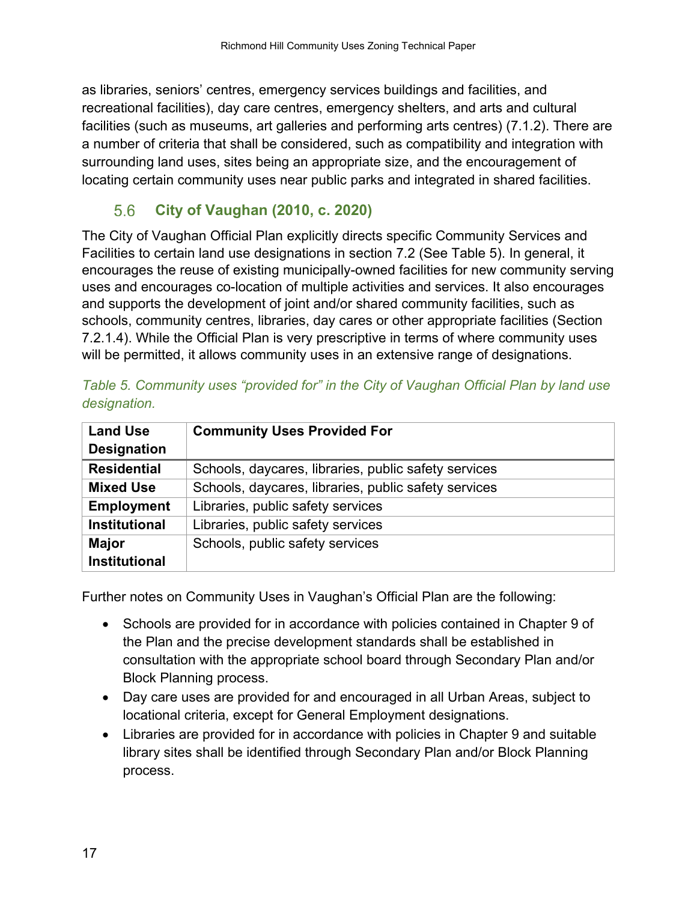as libraries, seniors' centres, emergency services buildings and facilities, and recreational facilities), day care centres, emergency shelters, and arts and cultural facilities (such as museums, art galleries and performing arts centres) (7.1.2). There are a number of criteria that shall be considered, such as compatibility and integration with surrounding land uses, sites being an appropriate size, and the encouragement of locating certain community uses near public parks and integrated in shared facilities.

## 5.6 City of Vaughan (2010, c. 2020)

The City of Vaughan Official Plan explicitly directs specific Community Services and Facilities to certain land use designations in section 7.2 (See Table 5). In general, it encourages the reuse of existing municipally-owned facilities for new community serving uses and encourages co-location of multiple activities and services. It also encourages and supports the development of joint and/or shared community facilities, such as schools, community centres, libraries, day cares or other appropriate facilities (Section 7.2.1.4). While the Official Plan is very prescriptive in terms of where community uses will be permitted, it allows community uses in an extensive range of designations.

*Table 5. Community uses "provided for" in the City of Vaughan Official Plan by land use designation.*

| Land Use Designation | Community Uses Provided For |
|---|---|
| **Residential** | Schools, daycares, libraries, public safety services |
| **Mixed Use** | Schools, daycares, libraries, public safety services |
| **Employment** | Libraries, public safety services |
| **Institutional** | Libraries, public safety services |
| **Major Institutional** | Schools, public safety services |

Further notes on Community Uses in Vaughan's Official Plan are the following:

- Schools are provided for in accordance with policies contained in Chapter 9 of the Plan and the precise development standards shall be established in consultation with the appropriate school board through Secondary Plan and/or Block Planning process.
- Day care uses are provided for and encouraged in all Urban Areas, subject to locational criteria, except for General Employment designations.
- Libraries are provided for in accordance with policies in Chapter 9 and suitable library sites shall be identified through Secondary Plan and/or Block Planning process.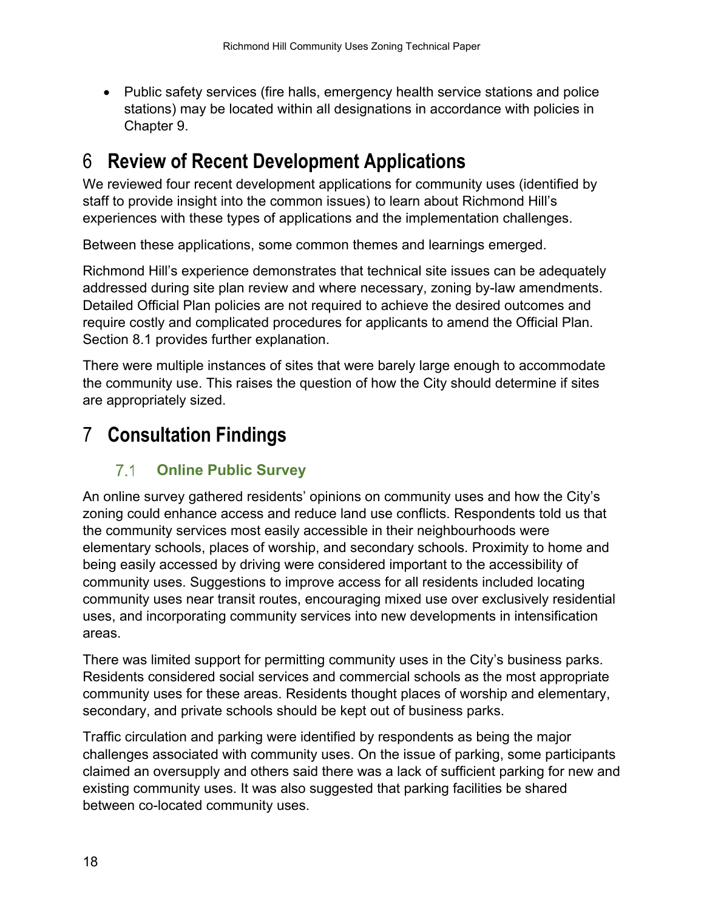- Public safety services (fire halls, emergency health service stations and police stations) may be located within all designations in accordance with policies in Chapter 9.

# 6 Review of Recent Development Applications

We reviewed four recent development applications for community uses (identified by staff to provide insight into the common issues) to learn about Richmond Hill's experiences with these types of applications and the implementation challenges.

Between these applications, some common themes and learnings emerged.

Richmond Hill's experience demonstrates that technical site issues can be adequately addressed during site plan review and where necessary, zoning by-law amendments. Detailed Official Plan policies are not required to achieve the desired outcomes and require costly and complicated procedures for applicants to amend the Official Plan. Section 8.1 provides further explanation.

There were multiple instances of sites that were barely large enough to accommodate the community use. This raises the question of how the City should determine if sites are appropriately sized.

# 7 Consultation Findings

## 7.1 Online Public Survey

An online survey gathered residents' opinions on community uses and how the City's zoning could enhance access and reduce land use conflicts. Respondents told us that the community services most easily accessible in their neighbourhoods were elementary schools, places of worship, and secondary schools. Proximity to home and being easily accessed by driving were considered important to the accessibility of community uses. Suggestions to improve access for all residents included locating community uses near transit routes, encouraging mixed use over exclusively residential uses, and incorporating community services into new developments in intensification areas.

There was limited support for permitting community uses in the City's business parks. Residents considered social services and commercial schools as the most appropriate community uses for these areas. Residents thought places of worship and elementary, secondary, and private schools should be kept out of business parks.

Traffic circulation and parking were identified by respondents as being the major challenges associated with community uses. On the issue of parking, some participants claimed an oversupply and others said there was a lack of sufficient parking for new and existing community uses. It was also suggested that parking facilities be shared between co-located community uses.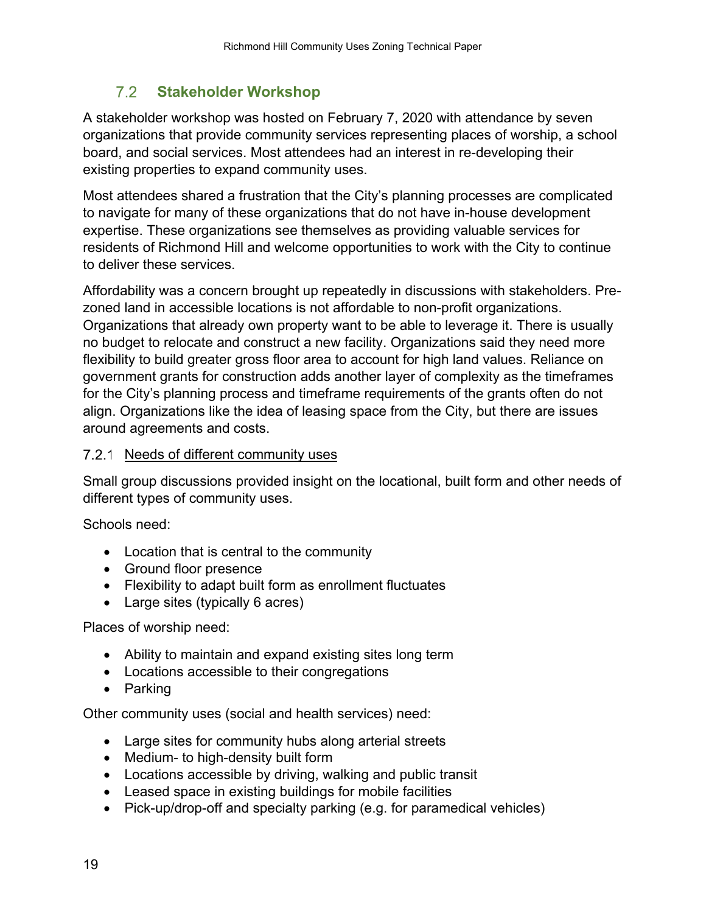## 7.2 Stakeholder Workshop

A stakeholder workshop was hosted on February 7, 2020 with attendance by seven organizations that provide community services representing places of worship, a school board, and social services. Most attendees had an interest in re-developing their existing properties to expand community uses.

Most attendees shared a frustration that the City's planning processes are complicated to navigate for many of these organizations that do not have in-house development expertise. These organizations see themselves as providing valuable services for residents of Richmond Hill and welcome opportunities to work with the City to continue to deliver these services.

Affordability was a concern brought up repeatedly in discussions with stakeholders. Pre-zoned land in accessible locations is not affordable to non-profit organizations. Organizations that already own property want to be able to leverage it. There is usually no budget to relocate and construct a new facility. Organizations said they need more flexibility to build greater gross floor area to account for high land values. Reliance on government grants for construction adds another layer of complexity as the timeframes for the City's planning process and timeframe requirements of the grants often do not align. Organizations like the idea of leasing space from the City, but there are issues around agreements and costs.

### 7.2.1 Needs of different community uses

Small group discussions provided insight on the locational, built form and other needs of different types of community uses.

Schools need:

- Location that is central to the community
- Ground floor presence
- Flexibility to adapt built form as enrollment fluctuates
- Large sites (typically 6 acres)

Places of worship need:

- Ability to maintain and expand existing sites long term
- Locations accessible to their congregations
- Parking

Other community uses (social and health services) need:

- Large sites for community hubs along arterial streets
- Medium- to high-density built form
- Locations accessible by driving, walking and public transit
- Leased space in existing buildings for mobile facilities
- Pick-up/drop-off and specialty parking (e.g. for paramedical vehicles)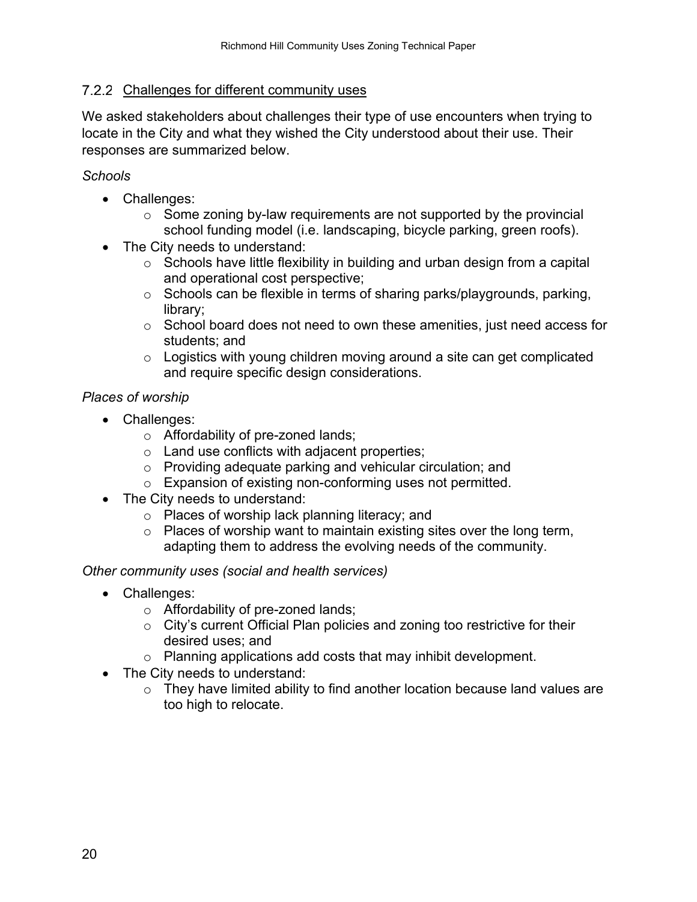### 7.2.2 Challenges for different community uses

We asked stakeholders about challenges their type of use encounters when trying to locate in the City and what they wished the City understood about their use. Their responses are summarized below.

*Schools*

- Challenges:
  - Some zoning by-law requirements are not supported by the provincial school funding model (i.e. landscaping, bicycle parking, green roofs).
- The City needs to understand:
  - Schools have little flexibility in building and urban design from a capital and operational cost perspective;
  - Schools can be flexible in terms of sharing parks/playgrounds, parking, library;
  - School board does not need to own these amenities, just need access for students; and
  - Logistics with young children moving around a site can get complicated and require specific design considerations.

*Places of worship*

- Challenges:
  - Affordability of pre-zoned lands;
  - Land use conflicts with adjacent properties;
  - Providing adequate parking and vehicular circulation; and
  - Expansion of existing non-conforming uses not permitted.
- The City needs to understand:
  - Places of worship lack planning literacy; and
  - Places of worship want to maintain existing sites over the long term, adapting them to address the evolving needs of the community.

*Other community uses (social and health services)*

- Challenges:
  - Affordability of pre-zoned lands;
  - City's current Official Plan policies and zoning too restrictive for their desired uses; and
  - Planning applications add costs that may inhibit development.
- The City needs to understand:
  - They have limited ability to find another location because land values are too high to relocate.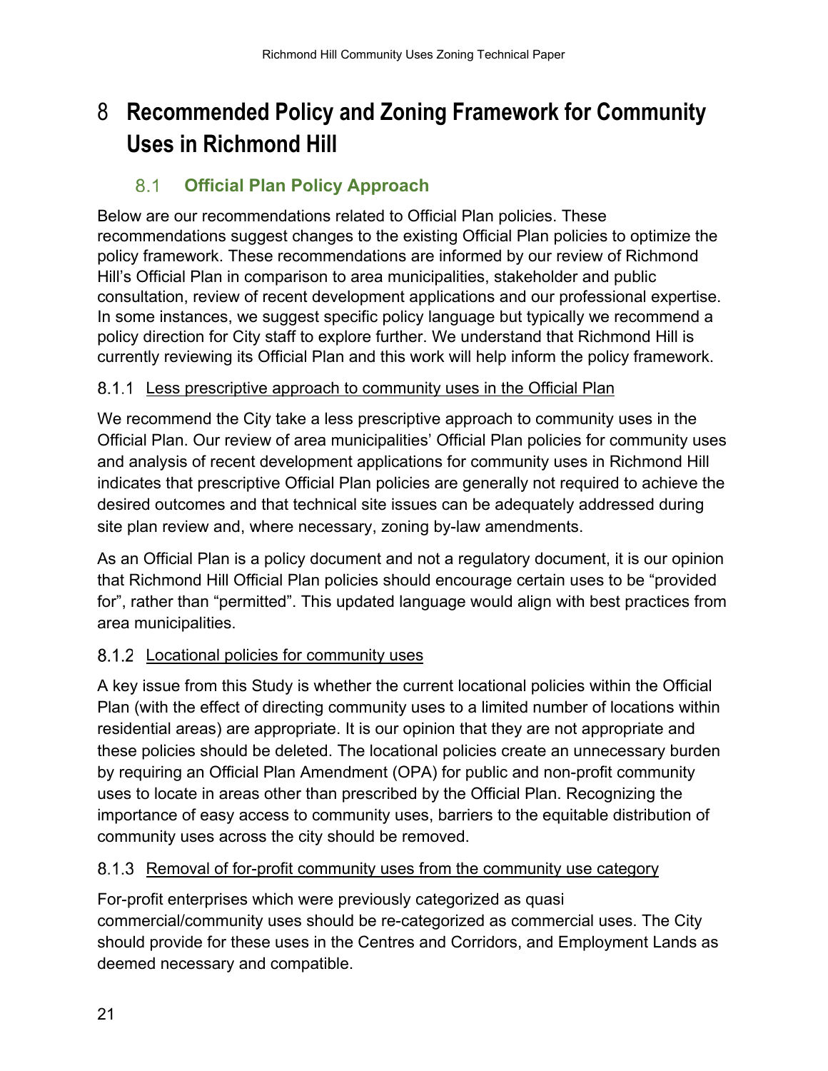# 8 Recommended Policy and Zoning Framework for Community Uses in Richmond Hill

## 8.1 Official Plan Policy Approach

Below are our recommendations related to Official Plan policies. These recommendations suggest changes to the existing Official Plan policies to optimize the policy framework. These recommendations are informed by our review of Richmond Hill's Official Plan in comparison to area municipalities, stakeholder and public consultation, review of recent development applications and our professional expertise. In some instances, we suggest specific policy language but typically we recommend a policy direction for City staff to explore further. We understand that Richmond Hill is currently reviewing its Official Plan and this work will help inform the policy framework.

### 8.1.1 Less prescriptive approach to community uses in the Official Plan

We recommend the City take a less prescriptive approach to community uses in the Official Plan. Our review of area municipalities' Official Plan policies for community uses and analysis of recent development applications for community uses in Richmond Hill indicates that prescriptive Official Plan policies are generally not required to achieve the desired outcomes and that technical site issues can be adequately addressed during site plan review and, where necessary, zoning by-law amendments.

As an Official Plan is a policy document and not a regulatory document, it is our opinion that Richmond Hill Official Plan policies should encourage certain uses to be "provided for", rather than "permitted". This updated language would align with best practices from area municipalities.

### 8.1.2 Locational policies for community uses

A key issue from this Study is whether the current locational policies within the Official Plan (with the effect of directing community uses to a limited number of locations within residential areas) are appropriate. It is our opinion that they are not appropriate and these policies should be deleted. The locational policies create an unnecessary burden by requiring an Official Plan Amendment (OPA) for public and non-profit community uses to locate in areas other than prescribed by the Official Plan. Recognizing the importance of easy access to community uses, barriers to the equitable distribution of community uses across the city should be removed.

### 8.1.3 Removal of for-profit community uses from the community use category

For-profit enterprises which were previously categorized as quasi commercial/community uses should be re-categorized as commercial uses. The City should provide for these uses in the Centres and Corridors, and Employment Lands as deemed necessary and compatible.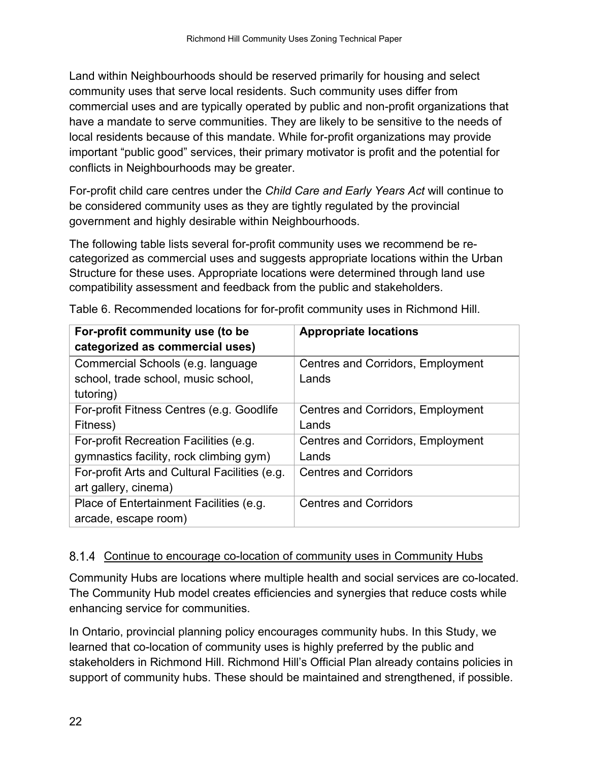Land within Neighbourhoods should be reserved primarily for housing and select community uses that serve local residents. Such community uses differ from commercial uses and are typically operated by public and non-profit organizations that have a mandate to serve communities. They are likely to be sensitive to the needs of local residents because of this mandate. While for-profit organizations may provide important “public good” services, their primary motivator is profit and the potential for conflicts in Neighbourhoods may be greater.

For-profit child care centres under the *Child Care and Early Years Act* will continue to be considered community uses as they are tightly regulated by the provincial government and highly desirable within Neighbourhoods.

The following table lists several for-profit community uses we recommend be re-categorized as commercial uses and suggests appropriate locations within the Urban Structure for these uses. Appropriate locations were determined through land use compatibility assessment and feedback from the public and stakeholders.

Table 6. Recommended locations for for-profit community uses in Richmond Hill.

| For-profit community use (to be categorized as commercial uses) | Appropriate locations |
|---|---|
| Commercial Schools (e.g. language school, trade school, music school, tutoring) | Centres and Corridors, Employment Lands |
| For-profit Fitness Centres (e.g. Goodlife Fitness) | Centres and Corridors, Employment Lands |
| For-profit Recreation Facilities (e.g. gymnastics facility, rock climbing gym) | Centres and Corridors, Employment Lands |
| For-profit Arts and Cultural Facilities (e.g. art gallery, cinema) | Centres and Corridors |
| Place of Entertainment Facilities (e.g. arcade, escape room) | Centres and Corridors |

#### 8.1.4 Continue to encourage co-location of community uses in Community Hubs

Community Hubs are locations where multiple health and social services are co-located. The Community Hub model creates efficiencies and synergies that reduce costs while enhancing service for communities.

In Ontario, provincial planning policy encourages community hubs. In this Study, we learned that co-location of community uses is highly preferred by the public and stakeholders in Richmond Hill. Richmond Hill’s Official Plan already contains policies in support of community hubs. These should be maintained and strengthened, if possible.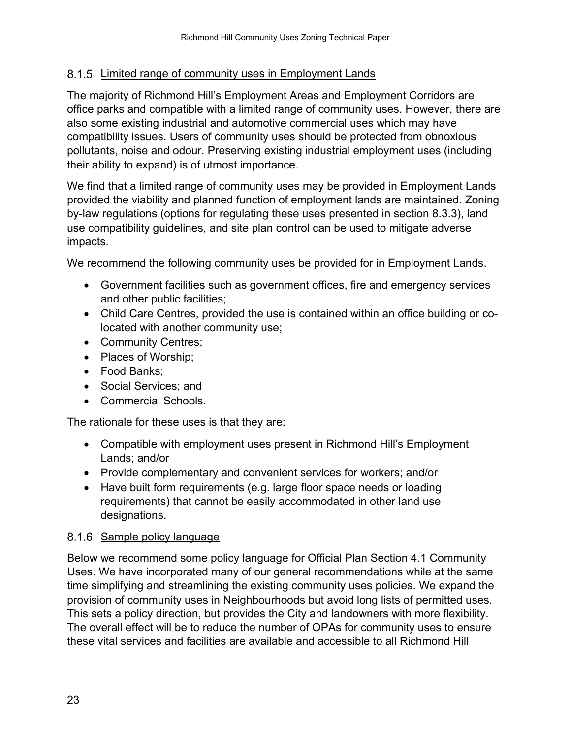### 8.1.5 Limited range of community uses in Employment Lands

The majority of Richmond Hill's Employment Areas and Employment Corridors are office parks and compatible with a limited range of community uses. However, there are also some existing industrial and automotive commercial uses which may have compatibility issues. Users of community uses should be protected from obnoxious pollutants, noise and odour. Preserving existing industrial employment uses (including their ability to expand) is of utmost importance.

We find that a limited range of community uses may be provided in Employment Lands provided the viability and planned function of employment lands are maintained. Zoning by-law regulations (options for regulating these uses presented in section 8.3.3), land use compatibility guidelines, and site plan control can be used to mitigate adverse impacts.

We recommend the following community uses be provided for in Employment Lands.

- Government facilities such as government offices, fire and emergency services and other public facilities;
- Child Care Centres, provided the use is contained within an office building or co-located with another community use;
- Community Centres;
- Places of Worship;
- Food Banks;
- Social Services; and
- Commercial Schools.

The rationale for these uses is that they are:

- Compatible with employment uses present in Richmond Hill's Employment Lands; and/or
- Provide complementary and convenient services for workers; and/or
- Have built form requirements (e.g. large floor space needs or loading requirements) that cannot be easily accommodated in other land use designations.

### 8.1.6 Sample policy language

Below we recommend some policy language for Official Plan Section 4.1 Community Uses. We have incorporated many of our general recommendations while at the same time simplifying and streamlining the existing community uses policies. We expand the provision of community uses in Neighbourhoods but avoid long lists of permitted uses. This sets a policy direction, but provides the City and landowners with more flexibility. The overall effect will be to reduce the number of OPAs for community uses to ensure these vital services and facilities are available and accessible to all Richmond Hill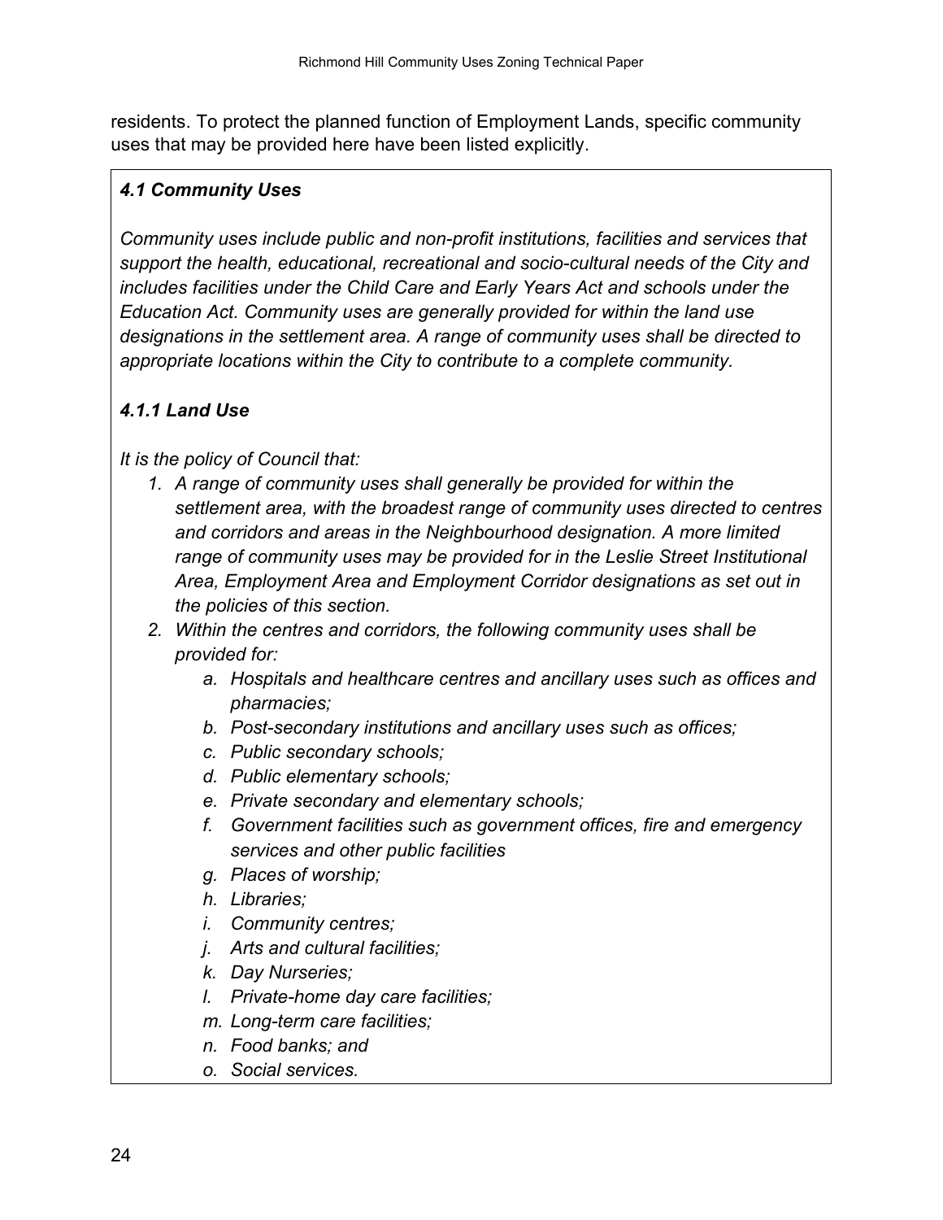residents. To protect the planned function of Employment Lands, specific community uses that may be provided here have been listed explicitly.

### *4.1 Community Uses*

*Community uses include public and non-profit institutions, facilities and services that support the health, educational, recreational and socio-cultural needs of the City and includes facilities under the Child Care and Early Years Act and schools under the Education Act. Community uses are generally provided for within the land use designations in the settlement area. A range of community uses shall be directed to appropriate locations within the City to contribute to a complete community.*

#### *4.1.1 Land Use*

*It is the policy of Council that:*

1. *A range of community uses shall generally be provided for within the settlement area, with the broadest range of community uses directed to centres and corridors and areas in the Neighbourhood designation. A more limited range of community uses may be provided for in the Leslie Street Institutional Area, Employment Area and Employment Corridor designations as set out in the policies of this section.*
2. *Within the centres and corridors, the following community uses shall be provided for:*
    a. *Hospitals and healthcare centres and ancillary uses such as offices and pharmacies;*
    b. *Post-secondary institutions and ancillary uses such as offices;*
    c. *Public secondary schools;*
    d. *Public elementary schools;*
    e. *Private secondary and elementary schools;*
    f. *Government facilities such as government offices, fire and emergency services and other public facilities*
    g. *Places of worship;*
    h. *Libraries;*
    i. *Community centres;*
    j. *Arts and cultural facilities;*
    k. *Day Nurseries;*
    l. *Private-home day care facilities;*
    m. *Long-term care facilities;*
    n. *Food banks; and*
    o. *Social services.*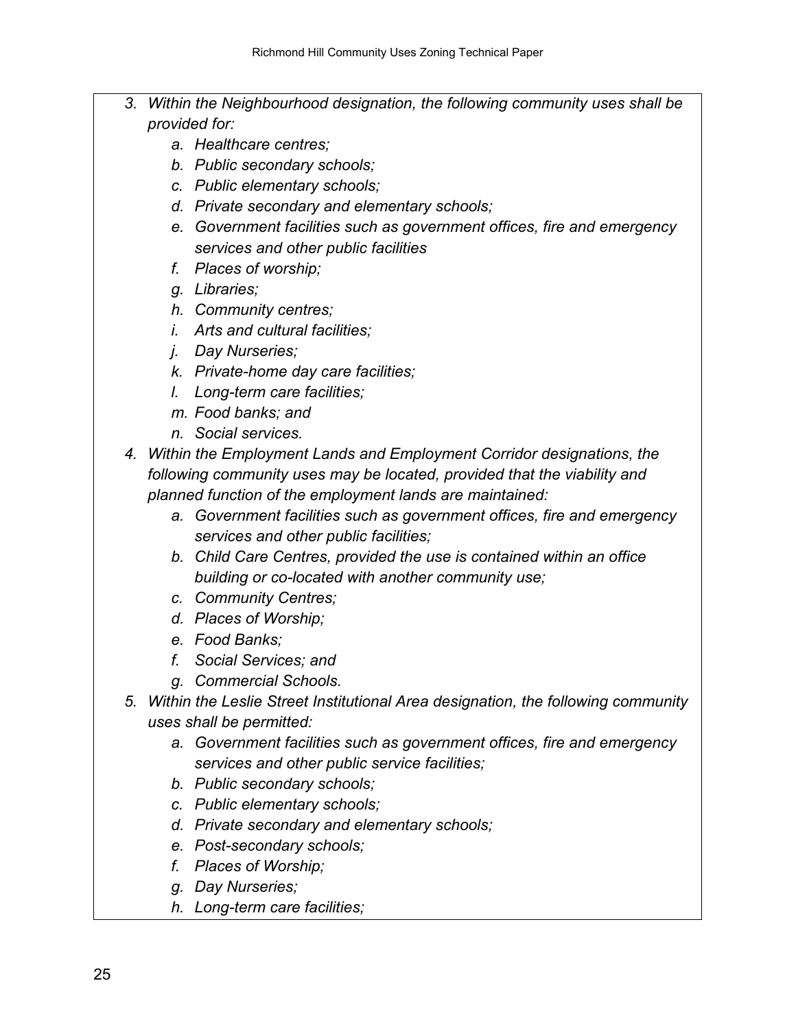3. *Within the Neighbourhood designation, the following community uses shall be provided for:*
    a. *Healthcare centres;*
    b. *Public secondary schools;*
    c. *Public elementary schools;*
    d. *Private secondary and elementary schools;*
    e. *Government facilities such as government offices, fire and emergency services and other public facilities*
    f. *Places of worship;*
    g. *Libraries;*
    h. *Community centres;*
    i. *Arts and cultural facilities;*
    j. *Day Nurseries;*
    k. *Private-home day care facilities;*
    l. *Long-term care facilities;*
    m. *Food banks; and*
    n. *Social services.*
4. *Within the Employment Lands and Employment Corridor designations, the following community uses may be located, provided that the viability and planned function of the employment lands are maintained:*
    a. *Government facilities such as government offices, fire and emergency services and other public facilities;*
    b. *Child Care Centres, provided the use is contained within an office building or co-located with another community use;*
    c. *Community Centres;*
    d. *Places of Worship;*
    e. *Food Banks;*
    f. *Social Services; and*
    g. *Commercial Schools.*
5. *Within the Leslie Street Institutional Area designation, the following community uses shall be permitted:*
    a. *Government facilities such as government offices, fire and emergency services and other public service facilities;*
    b. *Public secondary schools;*
    c. *Public elementary schools;*
    d. *Private secondary and elementary schools;*
    e. *Post-secondary schools;*
    f. *Places of Worship;*
    g. *Day Nurseries;*
    h. *Long-term care facilities;*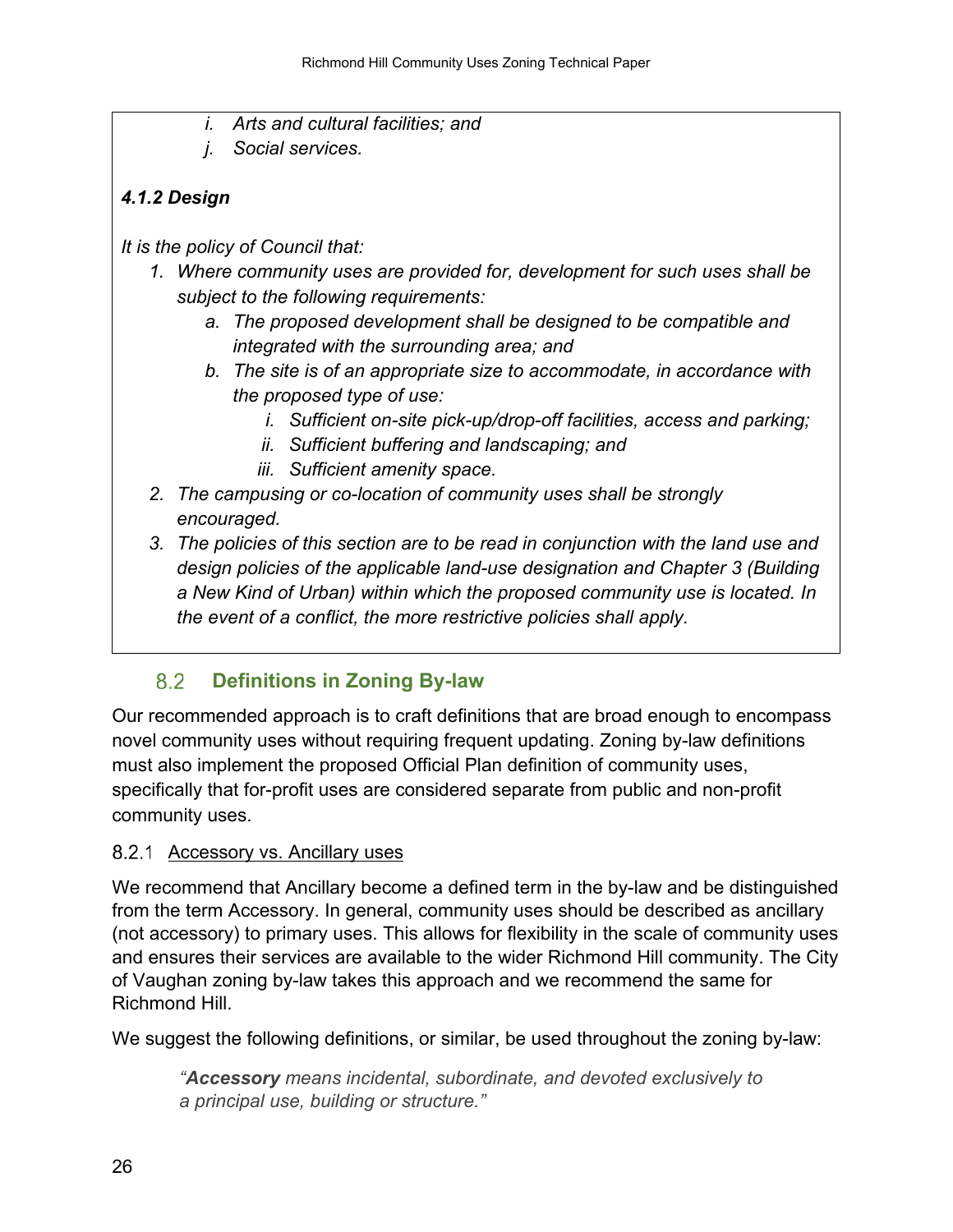*i. Arts and cultural facilities; and*

*j. Social services.*

***4.1.2 Design***

*It is the policy of Council that:*

1. *Where community uses are provided for, development for such uses shall be subject to the following requirements:*
    a. *The proposed development shall be designed to be compatible and integrated with the surrounding area; and*
    b. *The site is of an appropriate size to accommodate, in accordance with the proposed type of use:*
        i. *Sufficient on-site pick-up/drop-off facilities, access and parking;*
        ii. *Sufficient buffering and landscaping; and*
        iii. *Sufficient amenity space.*
2. *The campusing or co-location of community uses shall be strongly encouraged.*
3. *The policies of this section are to be read in conjunction with the land use and design policies of the applicable land-use designation and Chapter 3 (Building a New Kind of Urban) within which the proposed community use is located. In the event of a conflict, the more restrictive policies shall apply.*

## 8.2 Definitions in Zoning By-law

Our recommended approach is to craft definitions that are broad enough to encompass novel community uses without requiring frequent updating. Zoning by-law definitions must also implement the proposed Official Plan definition of community uses, specifically that for-profit uses are considered separate from public and non-profit community uses.

### 8.2.1 Accessory vs. Ancillary uses

We recommend that Ancillary become a defined term in the by-law and be distinguished from the term Accessory. In general, community uses should be described as ancillary (not accessory) to primary uses. This allows for flexibility in the scale of community uses and ensures their services are available to the wider Richmond Hill community. The City of Vaughan zoning by-law takes this approach and we recommend the same for Richmond Hill.

We suggest the following definitions, or similar, be used throughout the zoning by-law:

> *"**Accessory** means incidental, subordinate, and devoted exclusively to a principal use, building or structure."*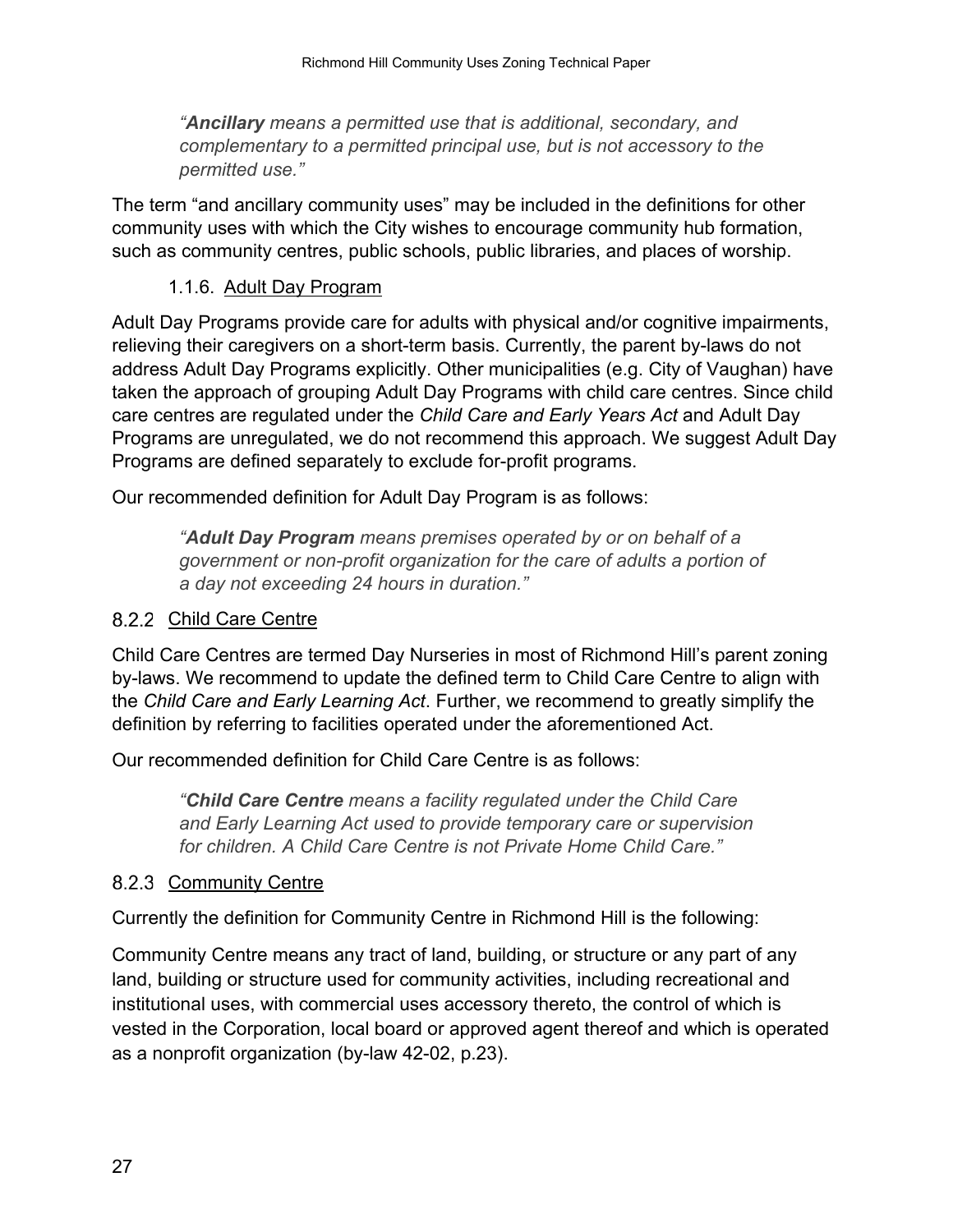*"**Ancillary** means a permitted use that is additional, secondary, and complementary to a permitted principal use, but is not accessory to the permitted use."*

The term "and ancillary community uses" may be included in the definitions for other community uses with which the City wishes to encourage community hub formation, such as community centres, public schools, public libraries, and places of worship.

#### 1.1.6. Adult Day Program

Adult Day Programs provide care for adults with physical and/or cognitive impairments, relieving their caregivers on a short-term basis. Currently, the parent by-laws do not address Adult Day Programs explicitly. Other municipalities (e.g. City of Vaughan) have taken the approach of grouping Adult Day Programs with child care centres. Since child care centres are regulated under the *Child Care and Early Years Act* and Adult Day Programs are unregulated, we do not recommend this approach. We suggest Adult Day Programs are defined separately to exclude for-profit programs.

Our recommended definition for Adult Day Program is as follows:

*"**Adult Day Program** means premises operated by or on behalf of a government or non-profit organization for the care of adults a portion of a day not exceeding 24 hours in duration."*

### 8.2.2 Child Care Centre

Child Care Centres are termed Day Nurseries in most of Richmond Hill's parent zoning by-laws. We recommend to update the defined term to Child Care Centre to align with the *Child Care and Early Learning Act*. Further, we recommend to greatly simplify the definition by referring to facilities operated under the aforementioned Act.

Our recommended definition for Child Care Centre is as follows:

*"**Child Care Centre** means a facility regulated under the Child Care and Early Learning Act used to provide temporary care or supervision for children. A Child Care Centre is not Private Home Child Care."*

### 8.2.3 Community Centre

Currently the definition for Community Centre in Richmond Hill is the following:

Community Centre means any tract of land, building, or structure or any part of any land, building or structure used for community activities, including recreational and institutional uses, with commercial uses accessory thereto, the control of which is vested in the Corporation, local board or approved agent thereof and which is operated as a nonprofit organization (by-law 42-02, p.23).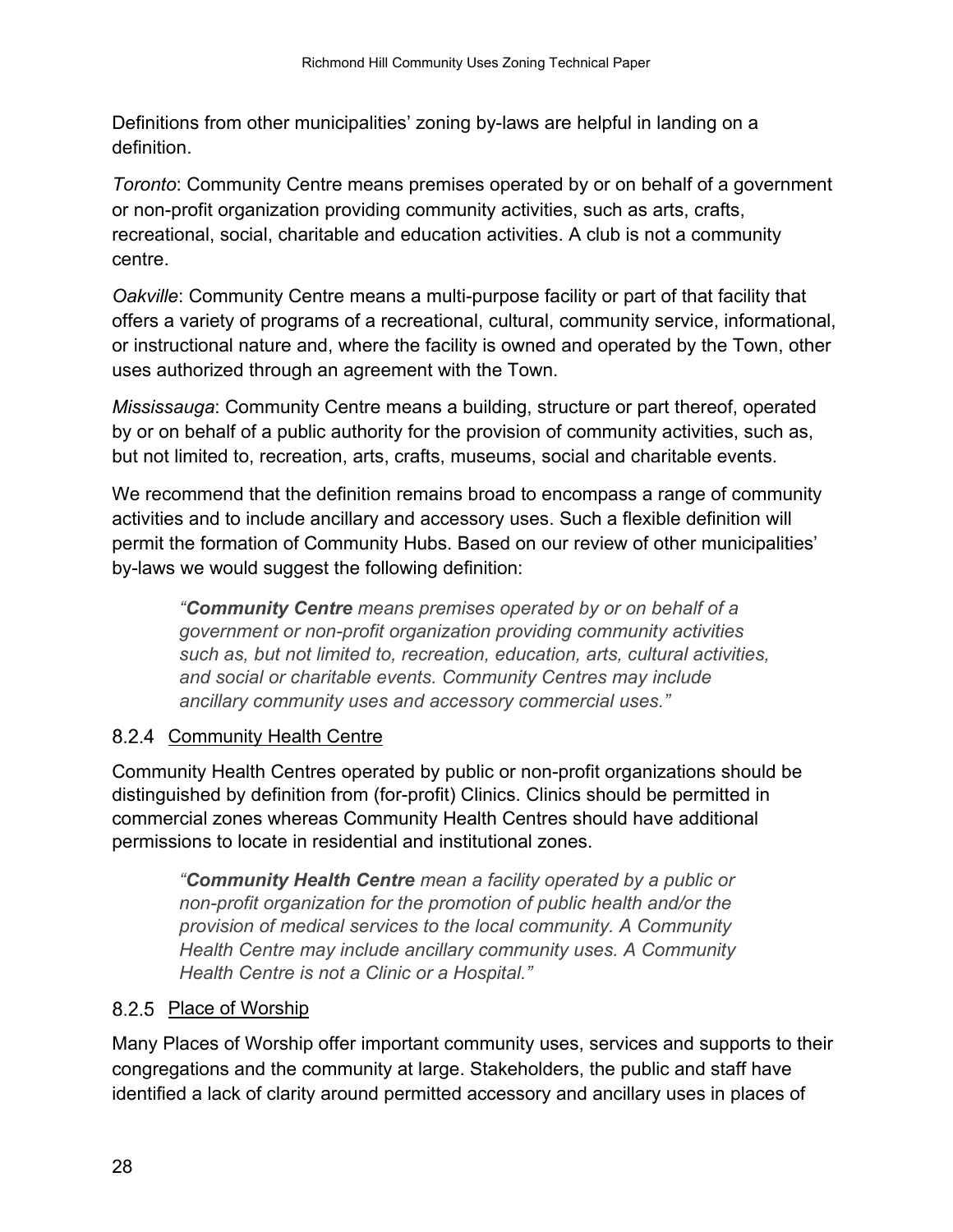Definitions from other municipalities' zoning by-laws are helpful in landing on a definition.

*Toronto*: Community Centre means premises operated by or on behalf of a government or non-profit organization providing community activities, such as arts, crafts, recreational, social, charitable and education activities. A club is not a community centre.

*Oakville*: Community Centre means a multi-purpose facility or part of that facility that offers a variety of programs of a recreational, cultural, community service, informational, or instructional nature and, where the facility is owned and operated by the Town, other uses authorized through an agreement with the Town.

*Mississauga*: Community Centre means a building, structure or part thereof, operated by or on behalf of a public authority for the provision of community activities, such as, but not limited to, recreation, arts, crafts, museums, social and charitable events.

We recommend that the definition remains broad to encompass a range of community activities and to include ancillary and accessory uses. Such a flexible definition will permit the formation of Community Hubs. Based on our review of other municipalities' by-laws we would suggest the following definition:

> *"**Community Centre** means premises operated by or on behalf of a government or non-profit organization providing community activities such as, but not limited to, recreation, education, arts, cultural activities, and social or charitable events. Community Centres may include ancillary community uses and accessory commercial uses."*

### 8.2.4 Community Health Centre

Community Health Centres operated by public or non-profit organizations should be distinguished by definition from (for-profit) Clinics. Clinics should be permitted in commercial zones whereas Community Health Centres should have additional permissions to locate in residential and institutional zones.

> *"**Community Health Centre** mean a facility operated by a public or non-profit organization for the promotion of public health and/or the provision of medical services to the local community. A Community Health Centre may include ancillary community uses. A Community Health Centre is not a Clinic or a Hospital."*

### 8.2.5 Place of Worship

Many Places of Worship offer important community uses, services and supports to their congregations and the community at large. Stakeholders, the public and staff have identified a lack of clarity around permitted accessory and ancillary uses in places of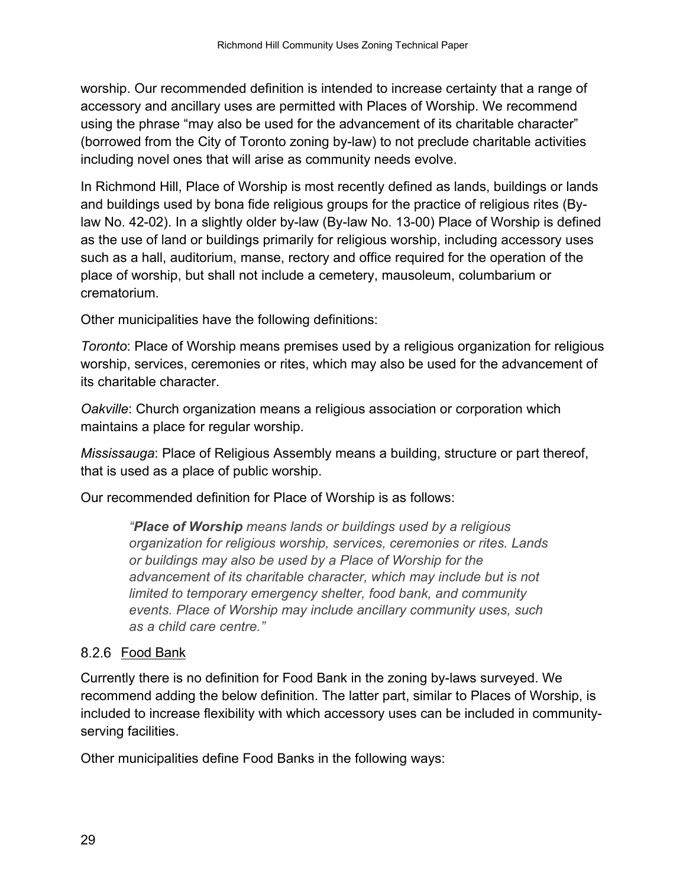worship. Our recommended definition is intended to increase certainty that a range of accessory and ancillary uses are permitted with Places of Worship. We recommend using the phrase “may also be used for the advancement of its charitable character” (borrowed from the City of Toronto zoning by-law) to not preclude charitable activities including novel ones that will arise as community needs evolve.

In Richmond Hill, Place of Worship is most recently defined as lands, buildings or lands and buildings used by bona fide religious groups for the practice of religious rites (By-law No. 42-02). In a slightly older by-law (By-law No. 13-00) Place of Worship is defined as the use of land or buildings primarily for religious worship, including accessory uses such as a hall, auditorium, manse, rectory and office required for the operation of the place of worship, but shall not include a cemetery, mausoleum, columbarium or crematorium.

Other municipalities have the following definitions:

*Toronto*: Place of Worship means premises used by a religious organization for religious worship, services, ceremonies or rites, which may also be used for the advancement of its charitable character.

*Oakville*: Church organization means a religious association or corporation which maintains a place for regular worship.

*Mississauga*: Place of Religious Assembly means a building, structure or part thereof, that is used as a place of public worship.

Our recommended definition for Place of Worship is as follows:

> *“**Place of Worship** means lands or buildings used by a religious organization for religious worship, services, ceremonies or rites. Lands or buildings may also be used by a Place of Worship for the advancement of its charitable character, which may include but is not limited to temporary emergency shelter, food bank, and community events. Place of Worship may include ancillary community uses, such as a child care centre.”*

### 8.2.6 Food Bank

Currently there is no definition for Food Bank in the zoning by-laws surveyed. We recommend adding the below definition. The latter part, similar to Places of Worship, is included to increase flexibility with which accessory uses can be included in community-serving facilities.

Other municipalities define Food Banks in the following ways: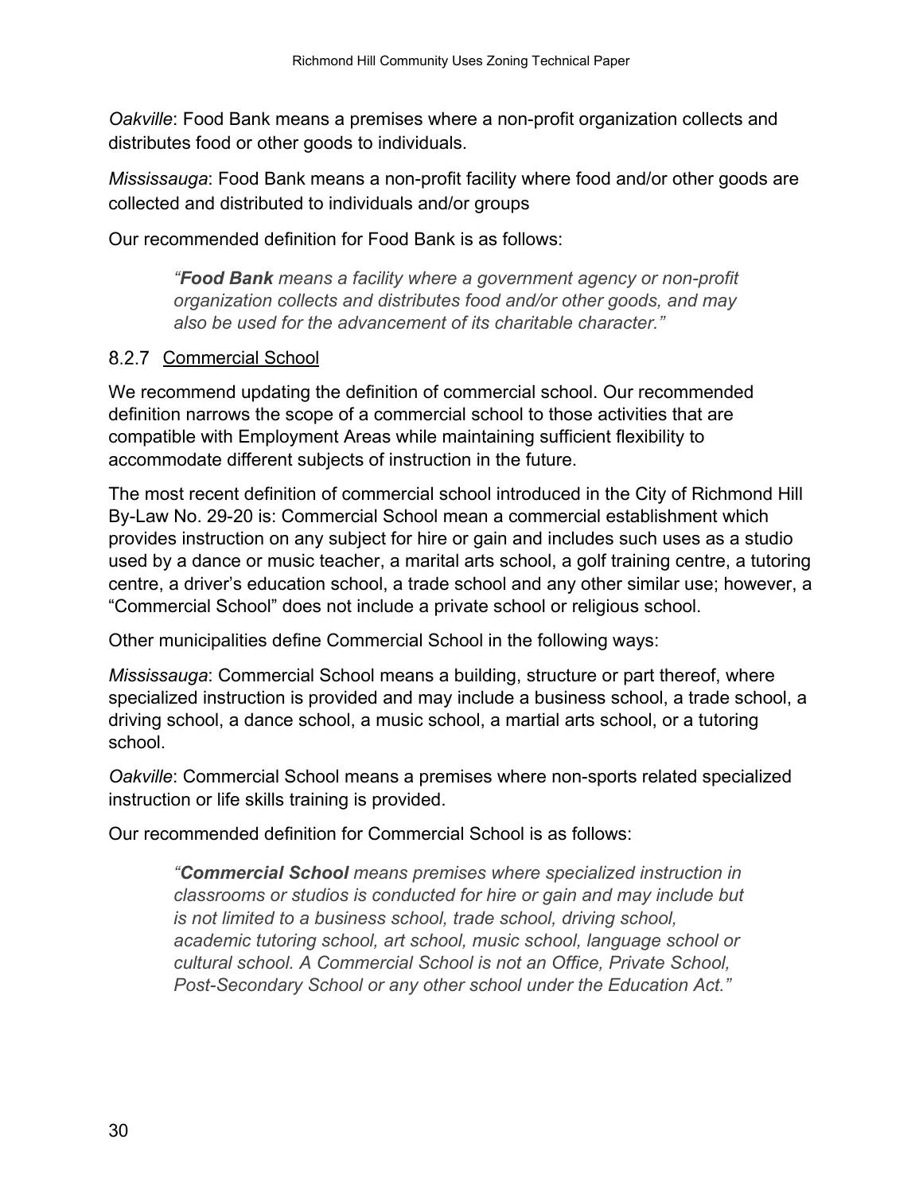*Oakville*: Food Bank means a premises where a non-profit organization collects and distributes food or other goods to individuals.

*Mississauga*: Food Bank means a non-profit facility where food and/or other goods are collected and distributed to individuals and/or groups

Our recommended definition for Food Bank is as follows:

> *“**Food Bank** means a facility where a government agency or non-profit organization collects and distributes food and/or other goods, and may also be used for the advancement of its charitable character.”*

### 8.2.7 Commercial School

We recommend updating the definition of commercial school. Our recommended definition narrows the scope of a commercial school to those activities that are compatible with Employment Areas while maintaining sufficient flexibility to accommodate different subjects of instruction in the future.

The most recent definition of commercial school introduced in the City of Richmond Hill By-Law No. 29-20 is: Commercial School mean a commercial establishment which provides instruction on any subject for hire or gain and includes such uses as a studio used by a dance or music teacher, a marital arts school, a golf training centre, a tutoring centre, a driver’s education school, a trade school and any other similar use; however, a “Commercial School” does not include a private school or religious school.

Other municipalities define Commercial School in the following ways:

*Mississauga*: Commercial School means a building, structure or part thereof, where specialized instruction is provided and may include a business school, a trade school, a driving school, a dance school, a music school, a martial arts school, or a tutoring school.

*Oakville*: Commercial School means a premises where non-sports related specialized instruction or life skills training is provided.

Our recommended definition for Commercial School is as follows:

> *“**Commercial School** means premises where specialized instruction in classrooms or studios is conducted for hire or gain and may include but is not limited to a business school, trade school, driving school, academic tutoring school, art school, music school, language school or cultural school. A Commercial School is not an Office, Private School, Post-Secondary School or any other school under the Education Act.”*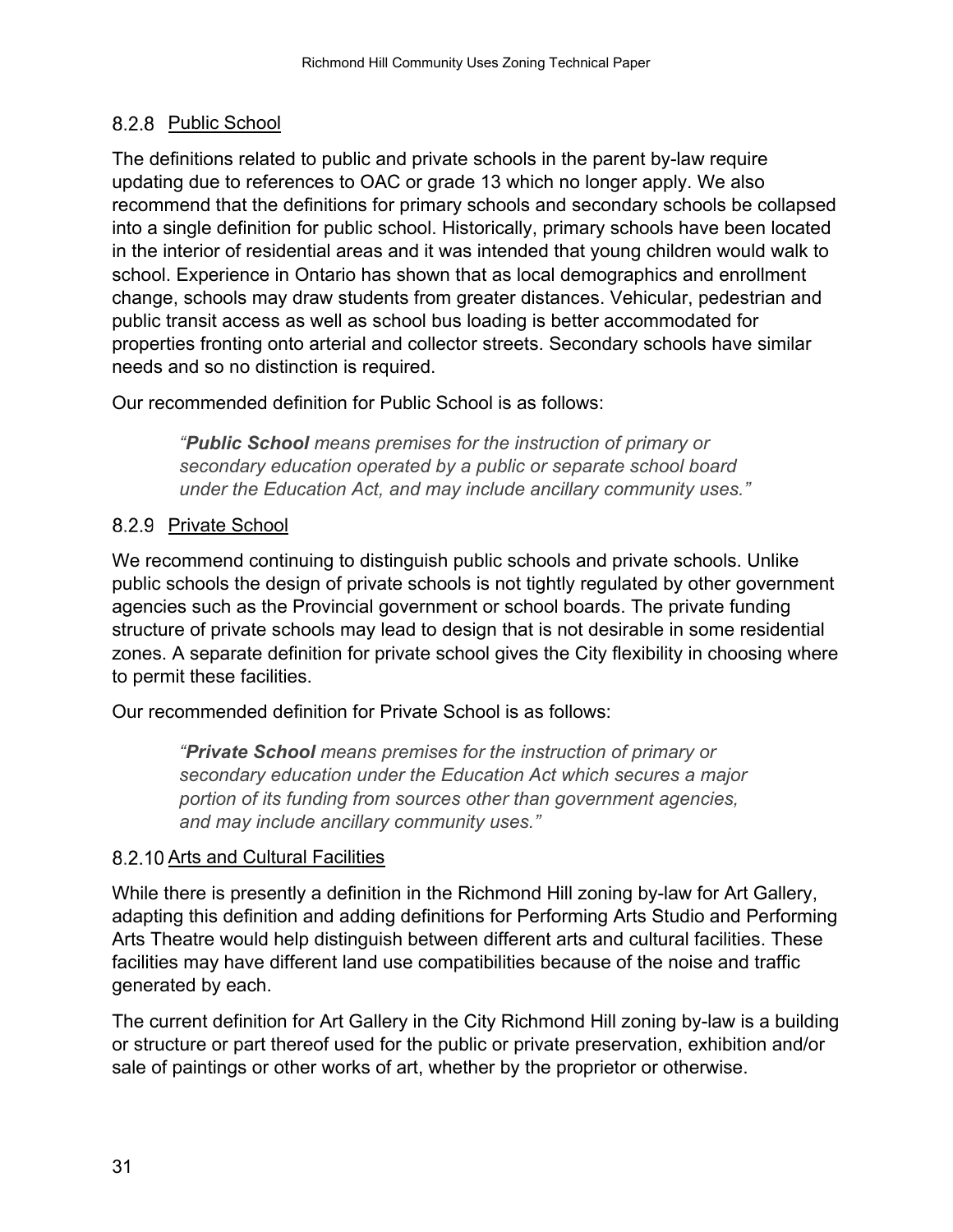### 8.2.8 Public School

The definitions related to public and private schools in the parent by-law require updating due to references to OAC or grade 13 which no longer apply. We also recommend that the definitions for primary schools and secondary schools be collapsed into a single definition for public school. Historically, primary schools have been located in the interior of residential areas and it was intended that young children would walk to school. Experience in Ontario has shown that as local demographics and enrollment change, schools may draw students from greater distances. Vehicular, pedestrian and public transit access as well as school bus loading is better accommodated for properties fronting onto arterial and collector streets. Secondary schools have similar needs and so no distinction is required.

Our recommended definition for Public School is as follows:

> *"**Public School** means premises for the instruction of primary or secondary education operated by a public or separate school board under the Education Act, and may include ancillary community uses."*

### 8.2.9 Private School

We recommend continuing to distinguish public schools and private schools. Unlike public schools the design of private schools is not tightly regulated by other government agencies such as the Provincial government or school boards. The private funding structure of private schools may lead to design that is not desirable in some residential zones. A separate definition for private school gives the City flexibility in choosing where to permit these facilities.

Our recommended definition for Private School is as follows:

> *"**Private School** means premises for the instruction of primary or secondary education under the Education Act which secures a major portion of its funding from sources other than government agencies, and may include ancillary community uses."*

### 8.2.10 Arts and Cultural Facilities

While there is presently a definition in the Richmond Hill zoning by-law for Art Gallery, adapting this definition and adding definitions for Performing Arts Studio and Performing Arts Theatre would help distinguish between different arts and cultural facilities. These facilities may have different land use compatibilities because of the noise and traffic generated by each.

The current definition for Art Gallery in the City Richmond Hill zoning by-law is a building or structure or part thereof used for the public or private preservation, exhibition and/or sale of paintings or other works of art, whether by the proprietor or otherwise.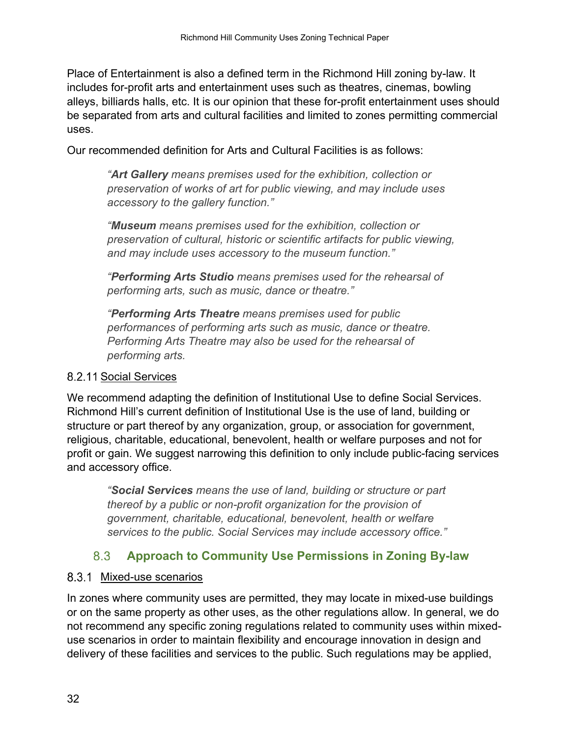Place of Entertainment is also a defined term in the Richmond Hill zoning by-law. It includes for-profit arts and entertainment uses such as theatres, cinemas, bowling alleys, billiards halls, etc. It is our opinion that these for-profit entertainment uses should be separated from arts and cultural facilities and limited to zones permitting commercial uses.

Our recommended definition for Arts and Cultural Facilities is as follows:

> *"**Art Gallery** means premises used for the exhibition, collection or preservation of works of art for public viewing, and may include uses accessory to the gallery function."*
>
> *"**Museum** means premises used for the exhibition, collection or preservation of cultural, historic or scientific artifacts for public viewing, and may include uses accessory to the museum function."*
>
> *"**Performing Arts Studio** means premises used for the rehearsal of performing arts, such as music, dance or theatre."*
>
> *"**Performing Arts Theatre** means premises used for public performances of performing arts such as music, dance or theatre. Performing Arts Theatre may also be used for the rehearsal of performing arts.*

#### 8.2.11 Social Services

We recommend adapting the definition of Institutional Use to define Social Services. Richmond Hill's current definition of Institutional Use is the use of land, building or structure or part thereof by any organization, group, or association for government, religious, charitable, educational, benevolent, health or welfare purposes and not for profit or gain. We suggest narrowing this definition to only include public-facing services and accessory office.

> *"**Social Services** means the use of land, building or structure or part thereof by a public or non-profit organization for the provision of government, charitable, educational, benevolent, health or welfare services to the public. Social Services may include accessory office."*

## 8.3 Approach to Community Use Permissions in Zoning By-law

#### 8.3.1 Mixed-use scenarios

In zones where community uses are permitted, they may locate in mixed-use buildings or on the same property as other uses, as the other regulations allow. In general, we do not recommend any specific zoning regulations related to community uses within mixed-use scenarios in order to maintain flexibility and encourage innovation in design and delivery of these facilities and services to the public. Such regulations may be applied,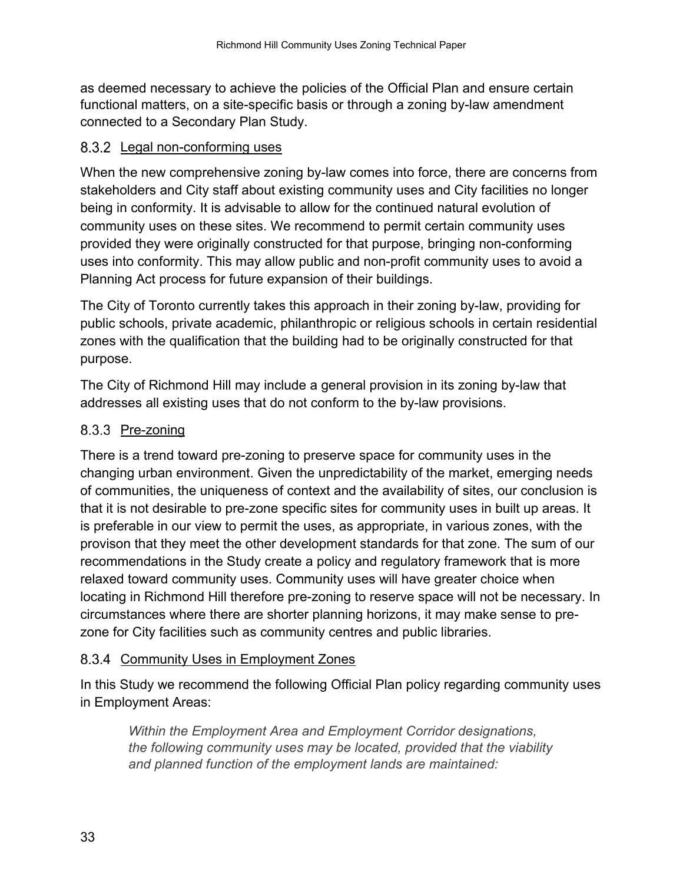as deemed necessary to achieve the policies of the Official Plan and ensure certain functional matters, on a site-specific basis or through a zoning by-law amendment connected to a Secondary Plan Study.

### 8.3.2 Legal non-conforming uses

When the new comprehensive zoning by-law comes into force, there are concerns from stakeholders and City staff about existing community uses and City facilities no longer being in conformity. It is advisable to allow for the continued natural evolution of community uses on these sites. We recommend to permit certain community uses provided they were originally constructed for that purpose, bringing non-conforming uses into conformity. This may allow public and non-profit community uses to avoid a Planning Act process for future expansion of their buildings.

The City of Toronto currently takes this approach in their zoning by-law, providing for public schools, private academic, philanthropic or religious schools in certain residential zones with the qualification that the building had to be originally constructed for that purpose.

The City of Richmond Hill may include a general provision in its zoning by-law that addresses all existing uses that do not conform to the by-law provisions.

### 8.3.3 Pre-zoning

There is a trend toward pre-zoning to preserve space for community uses in the changing urban environment. Given the unpredictability of the market, emerging needs of communities, the uniqueness of context and the availability of sites, our conclusion is that it is not desirable to pre-zone specific sites for community uses in built up areas. It is preferable in our view to permit the uses, as appropriate, in various zones, with the provison that they meet the other development standards for that zone. The sum of our recommendations in the Study create a policy and regulatory framework that is more relaxed toward community uses. Community uses will have greater choice when locating in Richmond Hill therefore pre-zoning to reserve space will not be necessary. In circumstances where there are shorter planning horizons, it may make sense to pre-zone for City facilities such as community centres and public libraries.

### 8.3.4 Community Uses in Employment Zones

In this Study we recommend the following Official Plan policy regarding community uses in Employment Areas:

> *Within the Employment Area and Employment Corridor designations, the following community uses may be located, provided that the viability and planned function of the employment lands are maintained:*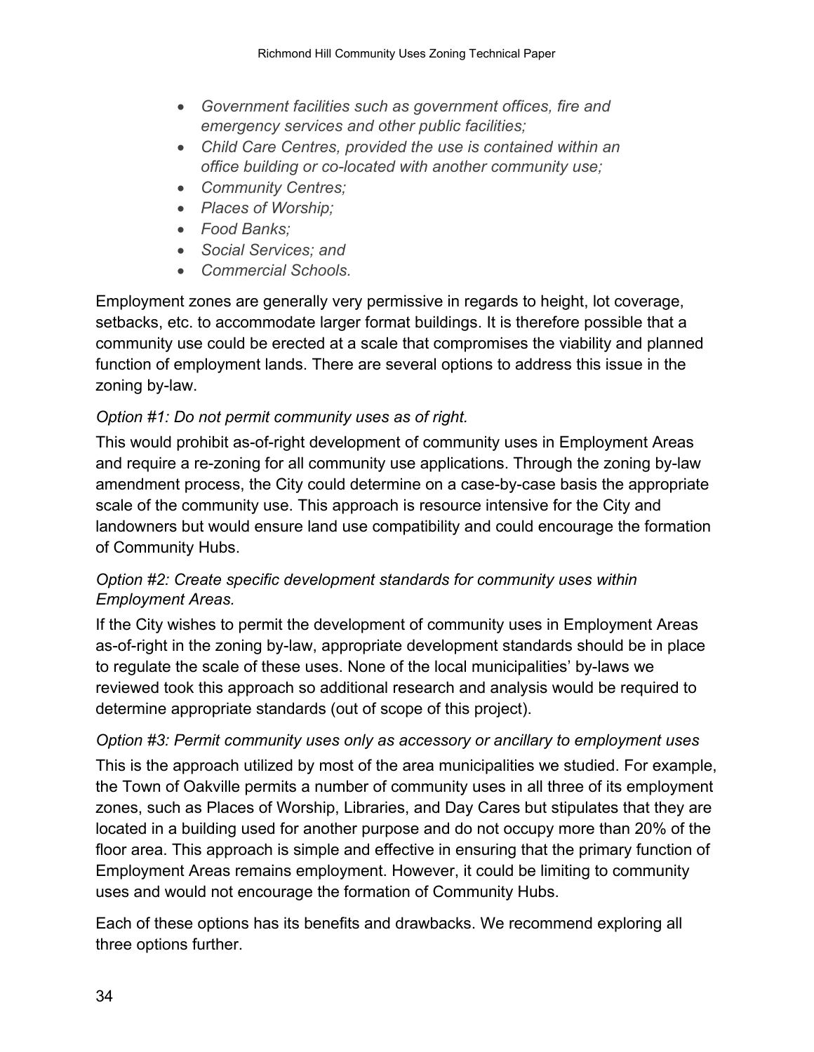- *Government facilities such as government offices, fire and emergency services and other public facilities;*
- *Child Care Centres, provided the use is contained within an office building or co-located with another community use;*
- *Community Centres;*
- *Places of Worship;*
- *Food Banks;*
- *Social Services; and*
- *Commercial Schools.*

Employment zones are generally very permissive in regards to height, lot coverage, setbacks, etc. to accommodate larger format buildings. It is therefore possible that a community use could be erected at a scale that compromises the viability and planned function of employment lands. There are several options to address this issue in the zoning by-law.

*Option #1: Do not permit community uses as of right.*

This would prohibit as-of-right development of community uses in Employment Areas and require a re-zoning for all community use applications. Through the zoning by-law amendment process, the City could determine on a case-by-case basis the appropriate scale of the community use. This approach is resource intensive for the City and landowners but would ensure land use compatibility and could encourage the formation of Community Hubs.

*Option #2: Create specific development standards for community uses within Employment Areas.*

If the City wishes to permit the development of community uses in Employment Areas as-of-right in the zoning by-law, appropriate development standards should be in place to regulate the scale of these uses. None of the local municipalities' by-laws we reviewed took this approach so additional research and analysis would be required to determine appropriate standards (out of scope of this project).

*Option #3: Permit community uses only as accessory or ancillary to employment uses*

This is the approach utilized by most of the area municipalities we studied. For example, the Town of Oakville permits a number of community uses in all three of its employment zones, such as Places of Worship, Libraries, and Day Cares but stipulates that they are located in a building used for another purpose and do not occupy more than 20% of the floor area. This approach is simple and effective in ensuring that the primary function of Employment Areas remains employment. However, it could be limiting to community uses and would not encourage the formation of Community Hubs.

Each of these options has its benefits and drawbacks. We recommend exploring all three options further.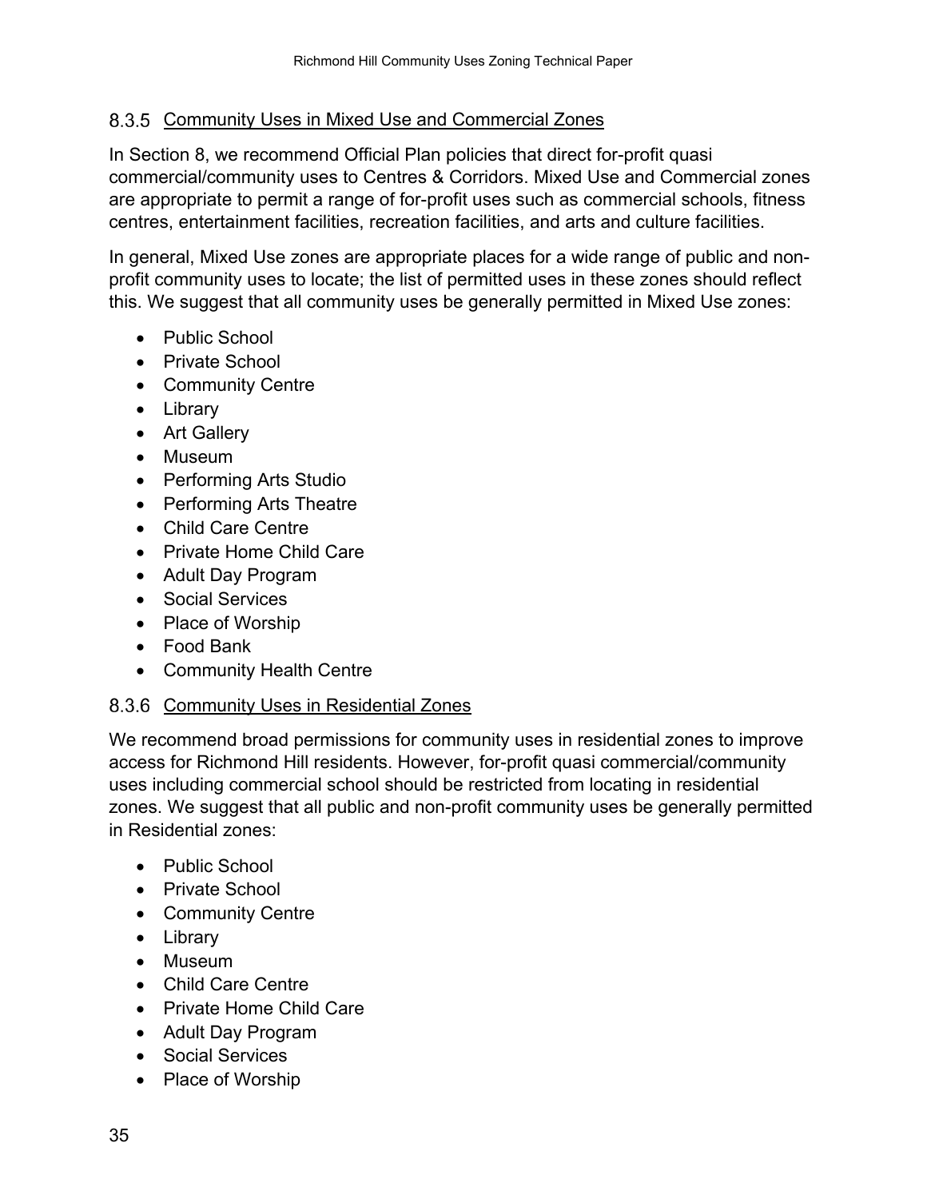### 8.3.5 Community Uses in Mixed Use and Commercial Zones

In Section 8, we recommend Official Plan policies that direct for-profit quasi commercial/community uses to Centres & Corridors. Mixed Use and Commercial zones are appropriate to permit a range of for-profit uses such as commercial schools, fitness centres, entertainment facilities, recreation facilities, and arts and culture facilities.

In general, Mixed Use zones are appropriate places for a wide range of public and non-profit community uses to locate; the list of permitted uses in these zones should reflect this. We suggest that all community uses be generally permitted in Mixed Use zones:

- Public School
- Private School
- Community Centre
- Library
- Art Gallery
- Museum
- Performing Arts Studio
- Performing Arts Theatre
- Child Care Centre
- Private Home Child Care
- Adult Day Program
- Social Services
- Place of Worship
- Food Bank
- Community Health Centre

### 8.3.6 Community Uses in Residential Zones

We recommend broad permissions for community uses in residential zones to improve access for Richmond Hill residents. However, for-profit quasi commercial/community uses including commercial school should be restricted from locating in residential zones. We suggest that all public and non-profit community uses be generally permitted in Residential zones:

- Public School
- Private School
- Community Centre
- Library
- Museum
- Child Care Centre
- Private Home Child Care
- Adult Day Program
- Social Services
- Place of Worship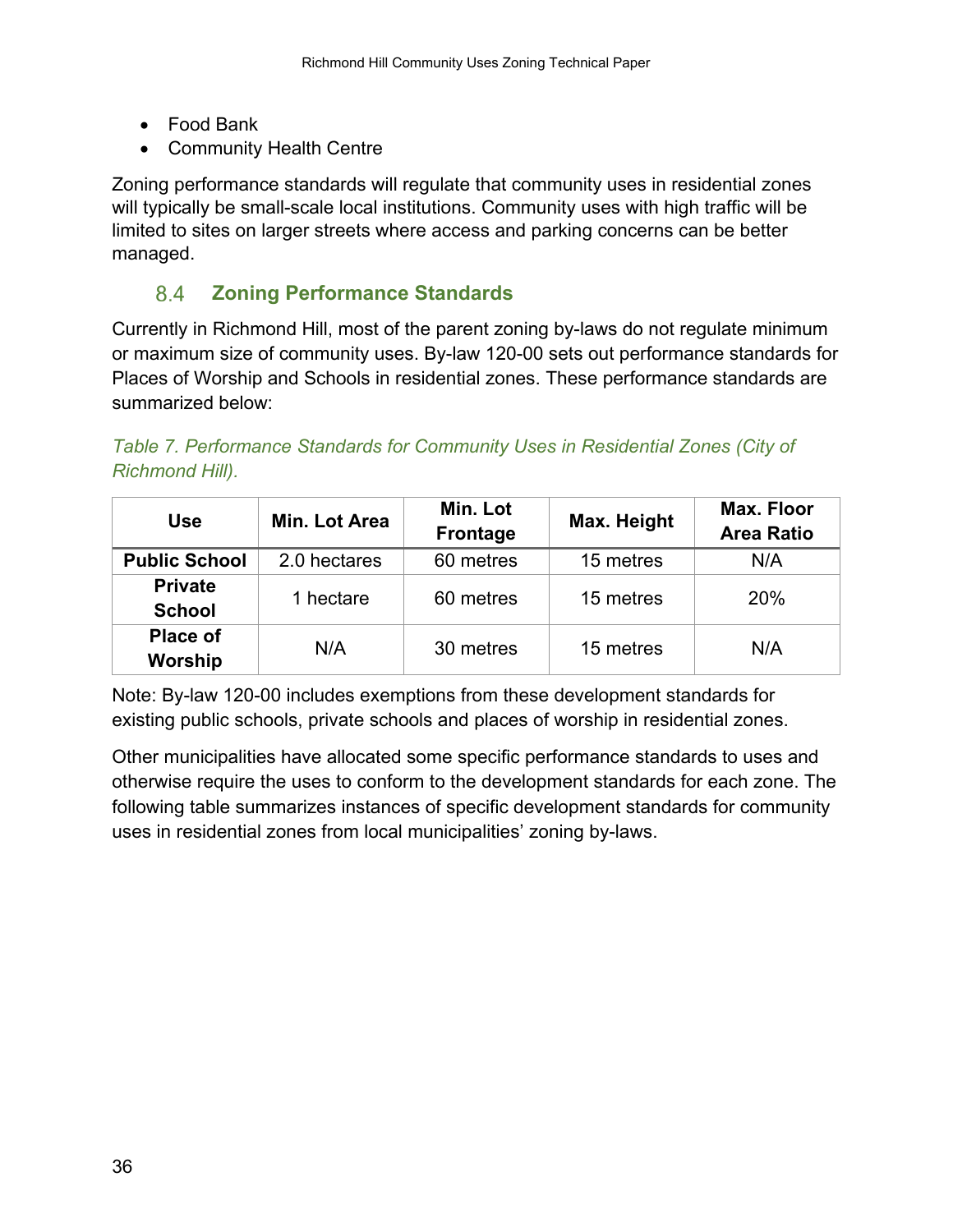- Food Bank
- Community Health Centre

Zoning performance standards will regulate that community uses in residential zones will typically be small-scale local institutions. Community uses with high traffic will be limited to sites on larger streets where access and parking concerns can be better managed.

### 8.4 Zoning Performance Standards

Currently in Richmond Hill, most of the parent zoning by-laws do not regulate minimum or maximum size of community uses. By-law 120-00 sets out performance standards for Places of Worship and Schools in residential zones. These performance standards are summarized below:

*Table 7. Performance Standards for Community Uses in Residential Zones (City of Richmond Hill).*

| Use | Min. Lot Area | Min. Lot Frontage | Max. Height | Max. Floor Area Ratio |
|---|---|---|---|---|
| **Public School** | 2.0 hectares | 60 metres | 15 metres | N/A |
| **Private School** | 1 hectare | 60 metres | 15 metres | 20% |
| **Place of Worship** | N/A | 30 metres | 15 metres | N/A |

Note: By-law 120-00 includes exemptions from these development standards for existing public schools, private schools and places of worship in residential zones.

Other municipalities have allocated some specific performance standards to uses and otherwise require the uses to conform to the development standards for each zone. The following table summarizes instances of specific development standards for community uses in residential zones from local municipalities' zoning by-laws.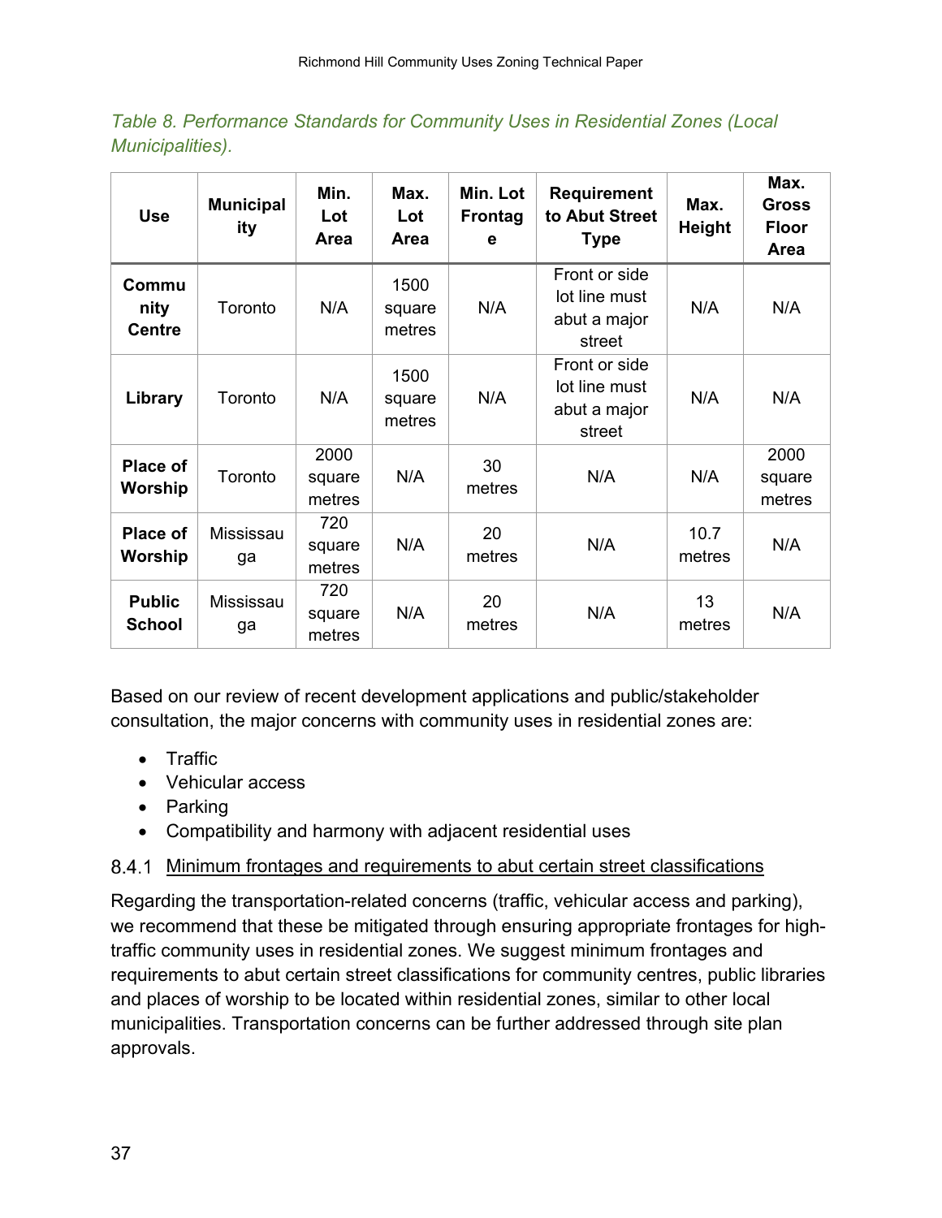*Table 8. Performance Standards for Community Uses in Residential Zones (Local Municipalities).*

| Use | Municipality | Min. Lot Area | Max. Lot Area | Min. Lot Frontage | Requirement to Abut Street Type | Max. Height | Max. Gross Floor Area |
|---|---|---|---|---|---|---|---|
| **Community Centre** | Toronto | N/A | 1500 square metres | N/A | Front or side lot line must abut a major street | N/A | N/A |
| **Library** | Toronto | N/A | 1500 square metres | N/A | Front or side lot line must abut a major street | N/A | N/A |
| **Place of Worship** | Toronto | 2000 square metres | N/A | 30 metres | N/A | N/A | 2000 square metres |
| **Place of Worship** | Mississauga | 720 square metres | N/A | 20 metres | N/A | 10.7 metres | N/A |
| **Public School** | Mississauga | 720 square metres | N/A | 20 metres | N/A | 13 metres | N/A |

Based on our review of recent development applications and public/stakeholder consultation, the major concerns with community uses in residential zones are:

- Traffic
- Vehicular access
- Parking
- Compatibility and harmony with adjacent residential uses

### 8.4.1 Minimum frontages and requirements to abut certain street classifications

Regarding the transportation-related concerns (traffic, vehicular access and parking), we recommend that these be mitigated through ensuring appropriate frontages for high-traffic community uses in residential zones. We suggest minimum frontages and requirements to abut certain street classifications for community centres, public libraries and places of worship to be located within residential zones, similar to other local municipalities. Transportation concerns can be further addressed through site plan approvals.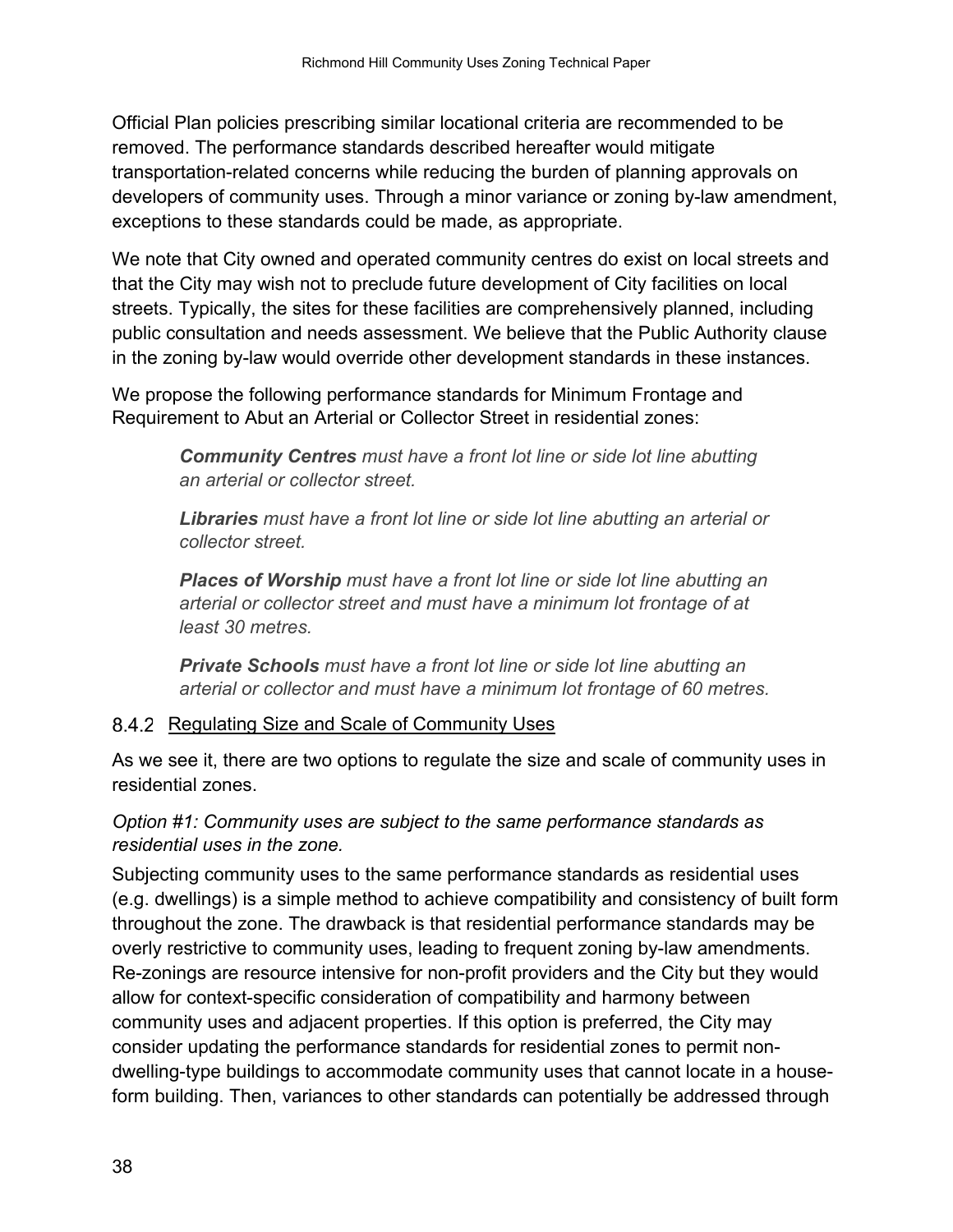Official Plan policies prescribing similar locational criteria are recommended to be removed. The performance standards described hereafter would mitigate transportation-related concerns while reducing the burden of planning approvals on developers of community uses. Through a minor variance or zoning by-law amendment, exceptions to these standards could be made, as appropriate.

We note that City owned and operated community centres do exist on local streets and that the City may wish not to preclude future development of City facilities on local streets. Typically, the sites for these facilities are comprehensively planned, including public consultation and needs assessment. We believe that the Public Authority clause in the zoning by-law would override other development standards in these instances.

We propose the following performance standards for Minimum Frontage and Requirement to Abut an Arterial or Collector Street in residential zones:

> ***Community Centres*** *must have a front lot line or side lot line abutting an arterial or collector street.*
>
> ***Libraries*** *must have a front lot line or side lot line abutting an arterial or collector street.*
>
> ***Places of Worship*** *must have a front lot line or side lot line abutting an arterial or collector street and must have a minimum lot frontage of at least 30 metres.*
>
> ***Private Schools*** *must have a front lot line or side lot line abutting an arterial or collector and must have a minimum lot frontage of 60 metres.*

### 8.4.2 Regulating Size and Scale of Community Uses

As we see it, there are two options to regulate the size and scale of community uses in residential zones.

*Option #1: Community uses are subject to the same performance standards as residential uses in the zone.*

Subjecting community uses to the same performance standards as residential uses (e.g. dwellings) is a simple method to achieve compatibility and consistency of built form throughout the zone. The drawback is that residential performance standards may be overly restrictive to community uses, leading to frequent zoning by-law amendments. Re-zonings are resource intensive for non-profit providers and the City but they would allow for context-specific consideration of compatibility and harmony between community uses and adjacent properties. If this option is preferred, the City may consider updating the performance standards for residential zones to permit non-dwelling-type buildings to accommodate community uses that cannot locate in a house-form building. Then, variances to other standards can potentially be addressed through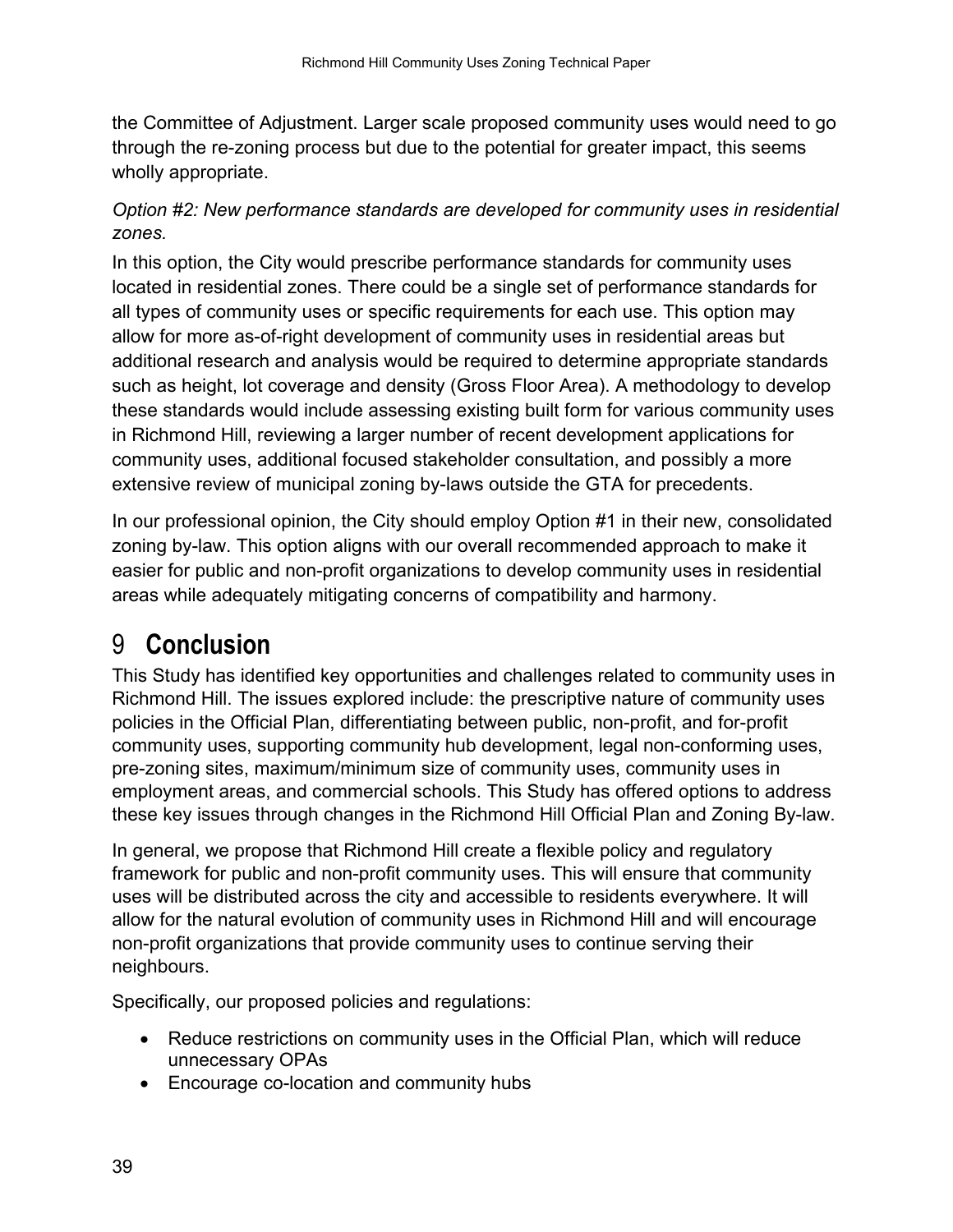the Committee of Adjustment. Larger scale proposed community uses would need to go through the re-zoning process but due to the potential for greater impact, this seems wholly appropriate.

*Option #2: New performance standards are developed for community uses in residential zones.*

In this option, the City would prescribe performance standards for community uses located in residential zones. There could be a single set of performance standards for all types of community uses or specific requirements for each use. This option may allow for more as-of-right development of community uses in residential areas but additional research and analysis would be required to determine appropriate standards such as height, lot coverage and density (Gross Floor Area). A methodology to develop these standards would include assessing existing built form for various community uses in Richmond Hill, reviewing a larger number of recent development applications for community uses, additional focused stakeholder consultation, and possibly a more extensive review of municipal zoning by-laws outside the GTA for precedents.

In our professional opinion, the City should employ Option #1 in their new, consolidated zoning by-law. This option aligns with our overall recommended approach to make it easier for public and non-profit organizations to develop community uses in residential areas while adequately mitigating concerns of compatibility and harmony.

# 9 Conclusion

This Study has identified key opportunities and challenges related to community uses in Richmond Hill. The issues explored include: the prescriptive nature of community uses policies in the Official Plan, differentiating between public, non-profit, and for-profit community uses, supporting community hub development, legal non-conforming uses, pre-zoning sites, maximum/minimum size of community uses, community uses in employment areas, and commercial schools. This Study has offered options to address these key issues through changes in the Richmond Hill Official Plan and Zoning By-law.

In general, we propose that Richmond Hill create a flexible policy and regulatory framework for public and non-profit community uses. This will ensure that community uses will be distributed across the city and accessible to residents everywhere. It will allow for the natural evolution of community uses in Richmond Hill and will encourage non-profit organizations that provide community uses to continue serving their neighbours.

Specifically, our proposed policies and regulations:

- Reduce restrictions on community uses in the Official Plan, which will reduce unnecessary OPAs
- Encourage co-location and community hubs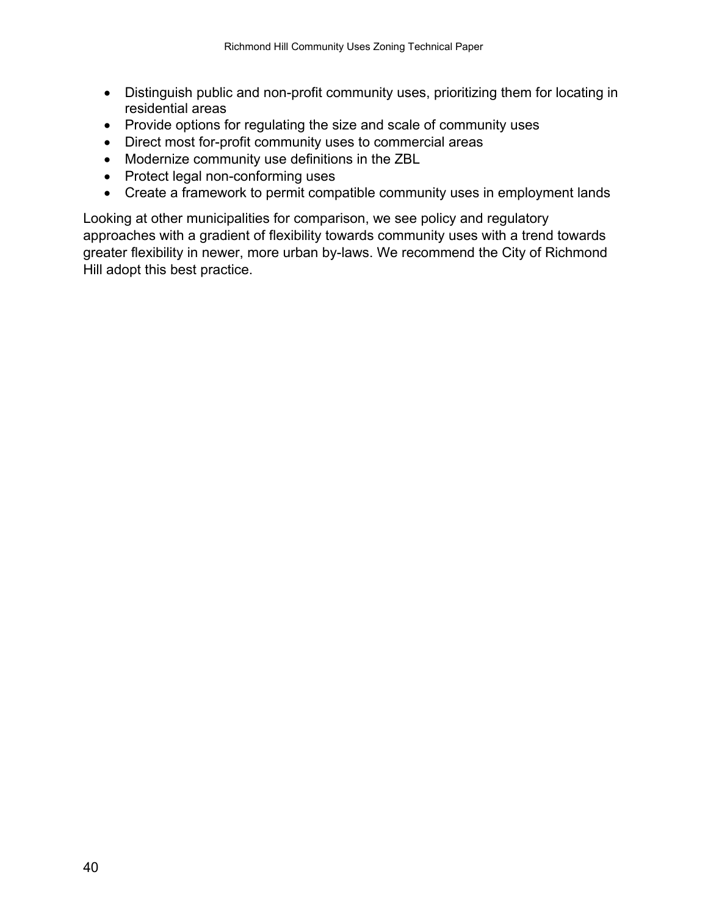- Distinguish public and non-profit community uses, prioritizing them for locating in residential areas
- Provide options for regulating the size and scale of community uses
- Direct most for-profit community uses to commercial areas
- Modernize community use definitions in the ZBL
- Protect legal non-conforming uses
- Create a framework to permit compatible community uses in employment lands

Looking at other municipalities for comparison, we see policy and regulatory approaches with a gradient of flexibility towards community uses with a trend towards greater flexibility in newer, more urban by-laws. We recommend the City of Richmond Hill adopt this best practice.